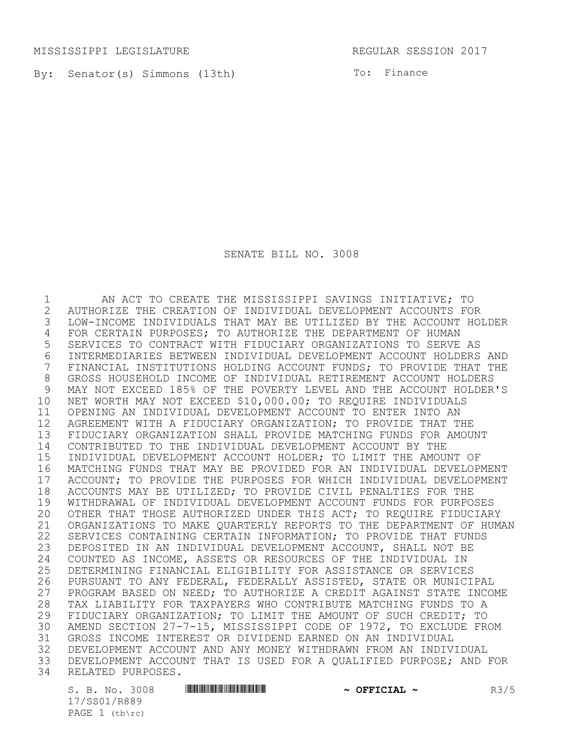MISSISSIPPI LEGISLATURE REGULAR SESSION 2017

By: Senator(s) Simmons (13th)

To: Finance

# SENATE BILL NO. 3008

AN ACT TO CREATE THE MISSISSIPPI SAVINGS INITIATIVE; TO AUTHORIZE THE CREATION OF INDIVIDUAL DEVELOPMENT ACCOUNTS FOR LOW-INCOME INDIVIDUALS THAT MAY BE UTILIZED BY THE ACCOUNT HOLDER FOR CERTAIN PURPOSES; TO AUTHORIZE THE DEPARTMENT OF HUMAN SERVICES TO CONTRACT WITH FIDUCIARY ORGANIZATIONS TO SERVE AS INTERMEDIARIES BETWEEN INDIVIDUAL DEVELOPMENT ACCOUNT HOLDERS AND FINANCIAL INSTITUTIONS HOLDING ACCOUNT FUNDS; TO PROVIDE THAT THE GROSS HOUSEHOLD INCOME OF INDIVIDUAL RETIREMENT ACCOUNT HOLDERS MAY NOT EXCEED 185% OF THE POVERTY LEVEL AND THE ACCOUNT HOLDER'S NET WORTH MAY NOT EXCEED $10,000.00; TO REQUIRE INDIVIDUALS OPENING AN INDIVIDUAL DEVELOPMENT ACCOUNT TO ENTER INTO AN AGREEMENT WITH A FIDUCIARY ORGANIZATION; TO PROVIDE THAT THE FIDUCIARY ORGANIZATION SHALL PROVIDE MATCHING FUNDS FOR AMOUNT CONTRIBUTED TO THE INDIVIDUAL DEVELOPMENT ACCOUNT BY THE INDIVIDUAL DEVELOPMENT ACCOUNT HOLDER; TO LIMIT THE AMOUNT OF MATCHING FUNDS THAT MAY BE PROVIDED FOR AN INDIVIDUAL DEVELOPMENT ACCOUNT; TO PROVIDE THE PURPOSES FOR WHICH INDIVIDUAL DEVELOPMENT ACCOUNTS MAY BE UTILIZED; TO PROVIDE CIVIL PENALTIES FOR THE WITHDRAWAL OF INDIVIDUAL DEVELOPMENT ACCOUNT FUNDS FOR PURPOSES OTHER THAT THOSE AUTHORIZED UNDER THIS ACT; TO REQUIRE FIDUCIARY ORGANIZATIONS TO MAKE QUARTERLY REPORTS TO THE DEPARTMENT OF HUMAN SERVICES CONTAINING CERTAIN INFORMATION; TO PROVIDE THAT FUNDS DEPOSITED IN AN INDIVIDUAL DEVELOPMENT ACCOUNT, SHALL NOT BE COUNTED AS INCOME, ASSETS OR RESOURCES OF THE INDIVIDUAL IN DETERMINING FINANCIAL ELIGIBILITY FOR ASSISTANCE OR SERVICES PURSUANT TO ANY FEDERAL, FEDERALLY ASSISTED, STATE OR MUNICIPAL PROGRAM BASED ON NEED; TO AUTHORIZE A CREDIT AGAINST STATE INCOME TAX LIABILITY FOR TAXPAYERS WHO CONTRIBUTE MATCHING FUNDS TO A FIDUCIARY ORGANIZATION; TO LIMIT THE AMOUNT OF SUCH CREDIT; TO AMEND SECTION 27-7-15, MISSISSIPPI CODE OF 1972, TO EXCLUDE FROM GROSS INCOME INTEREST OR DIVIDEND EARNED ON AN INDIVIDUAL DEVELOPMENT ACCOUNT AND ANY MONEY WITHDRAWN FROM AN INDIVIDUAL DEVELOPMENT ACCOUNT THAT IS USED FOR A QUALIFIED PURPOSE; AND FOR RELATED PURPOSES.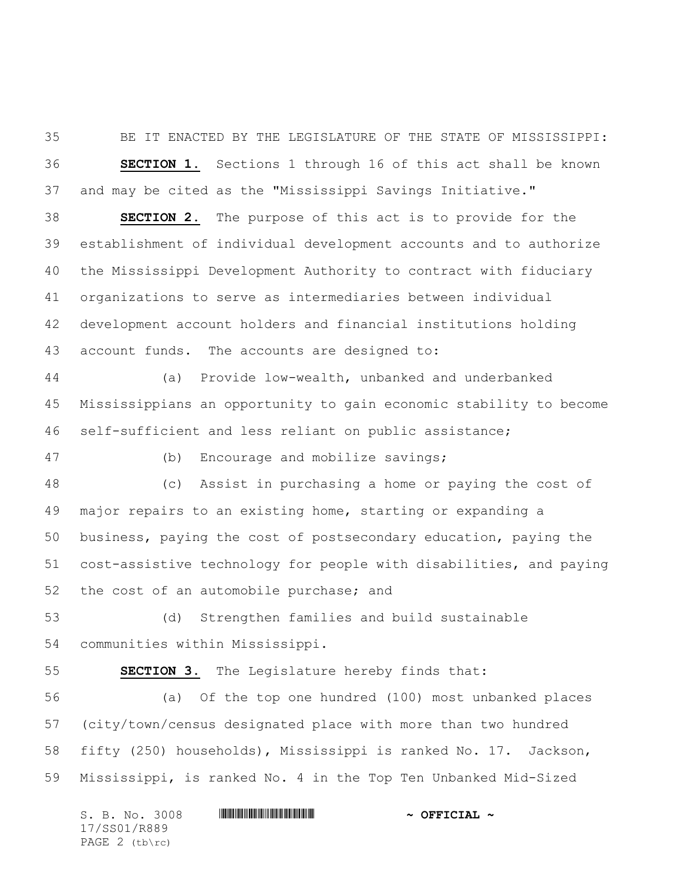BE IT ENACTED BY THE LEGISLATURE OF THE STATE OF MISSISSIPPI:

**SECTION 1.** Sections 1 through 16 of this act shall be known and may be cited as the "Mississippi Savings Initiative."

**SECTION 2.** The purpose of this act is to provide for the establishment of individual development accounts and to authorize the Mississippi Development Authority to contract with fiduciary organizations to serve as intermediaries between individual development account holders and financial institutions holding account funds. The accounts are designed to:

(a) Provide low-wealth, unbanked and underbanked Mississippians an opportunity to gain economic stability to become self-sufficient and less reliant on public assistance;

(b) Encourage and mobilize savings;

(c) Assist in purchasing a home or paying the cost of major repairs to an existing home, starting or expanding a business, paying the cost of postsecondary education, paying the cost-assistive technology for people with disabilities, and paying the cost of an automobile purchase; and

(d) Strengthen families and build sustainable communities within Mississippi.

**SECTION 3.** The Legislature hereby finds that:

(a) Of the top one hundred (100) most unbanked places (city/town/census designated place with more than two hundred fifty (250) households), Mississippi is ranked No. 17. Jackson, Mississippi, is ranked No. 4 in the Top Ten Unbanked Mid-Sized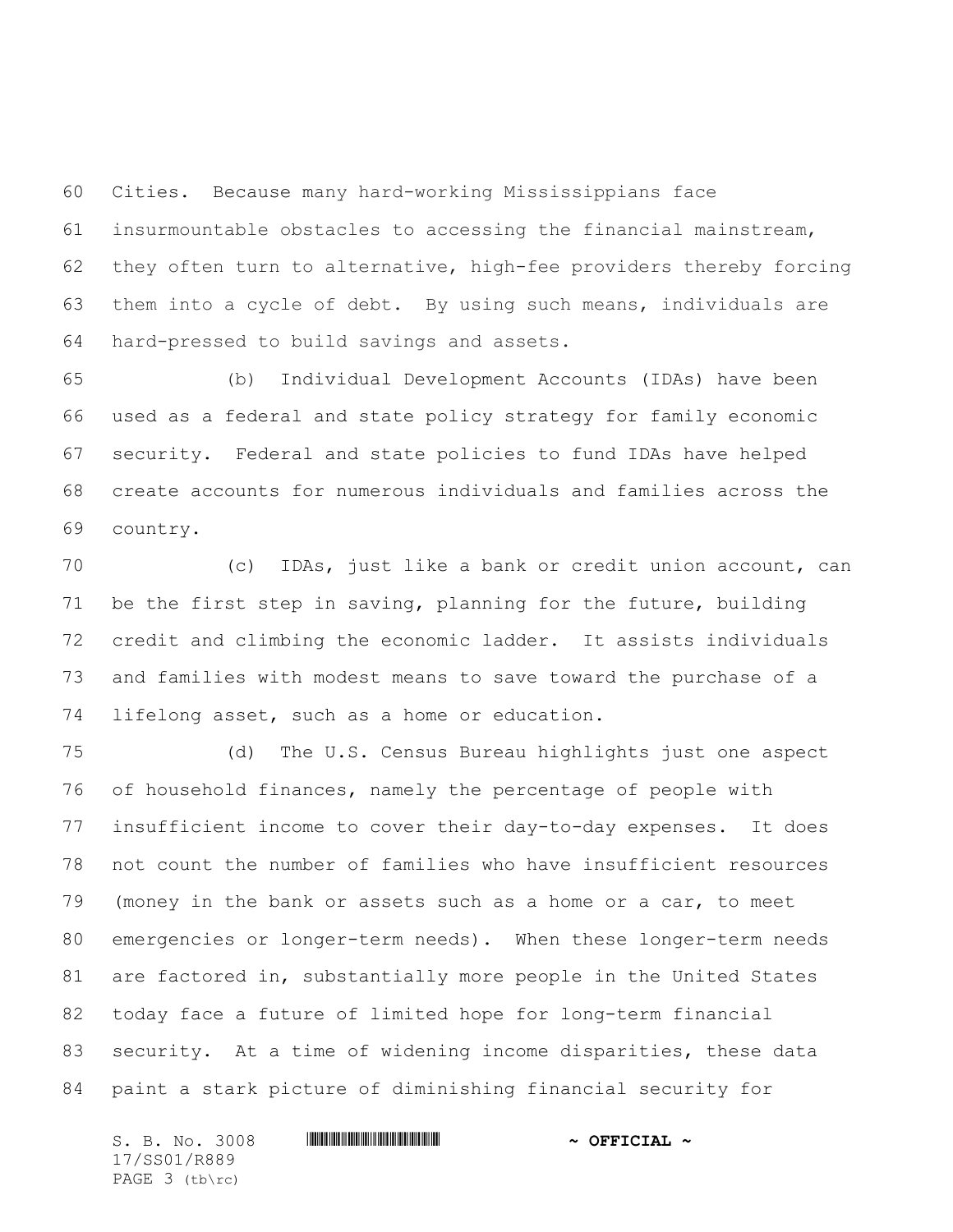Cities. Because many hard-working Mississippians face insurmountable obstacles to accessing the financial mainstream, they often turn to alternative, high-fee providers thereby forcing them into a cycle of debt. By using such means, individuals are hard-pressed to build savings and assets.

(b) Individual Development Accounts (IDAs) have been used as a federal and state policy strategy for family economic security. Federal and state policies to fund IDAs have helped create accounts for numerous individuals and families across the country.

(c) IDAs, just like a bank or credit union account, can be the first step in saving, planning for the future, building credit and climbing the economic ladder. It assists individuals and families with modest means to save toward the purchase of a lifelong asset, such as a home or education.

(d) The U.S. Census Bureau highlights just one aspect of household finances, namely the percentage of people with insufficient income to cover their day-to-day expenses. It does not count the number of families who have insufficient resources (money in the bank or assets such as a home or a car, to meet emergencies or longer-term needs). When these longer-term needs are factored in, substantially more people in the United States today face a future of limited hope for long-term financial security. At a time of widening income disparities, these data paint a stark picture of diminishing financial security for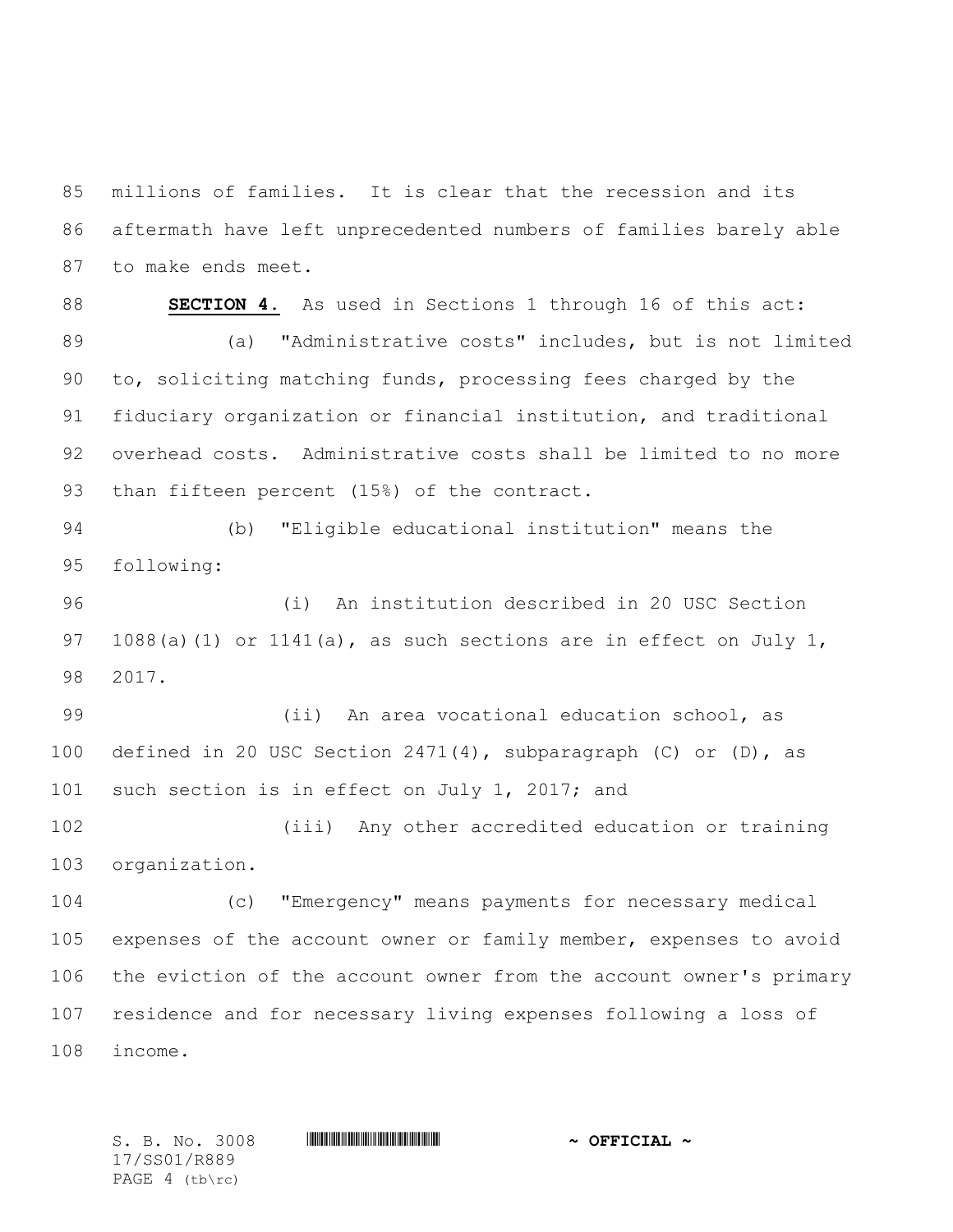millions of families. It is clear that the recession and its aftermath have left unprecedented numbers of families barely able to make ends meet.

**SECTION 4.** As used in Sections 1 through 16 of this act:

(a) "Administrative costs" includes, but is not limited to, soliciting matching funds, processing fees charged by the fiduciary organization or financial institution, and traditional overhead costs. Administrative costs shall be limited to no more than fifteen percent (15%) of the contract.

(b) "Eligible educational institution" means the following:

(i) An institution described in 20 USC Section 1088(a)(1) or 1141(a), as such sections are in effect on July 1, 2017.

(ii) An area vocational education school, as defined in 20 USC Section 2471(4), subparagraph (C) or (D), as such section is in effect on July 1, 2017; and

(iii) Any other accredited education or training organization.

(c) "Emergency" means payments for necessary medical expenses of the account owner or family member, expenses to avoid the eviction of the account owner from the account owner's primary residence and for necessary living expenses following a loss of income.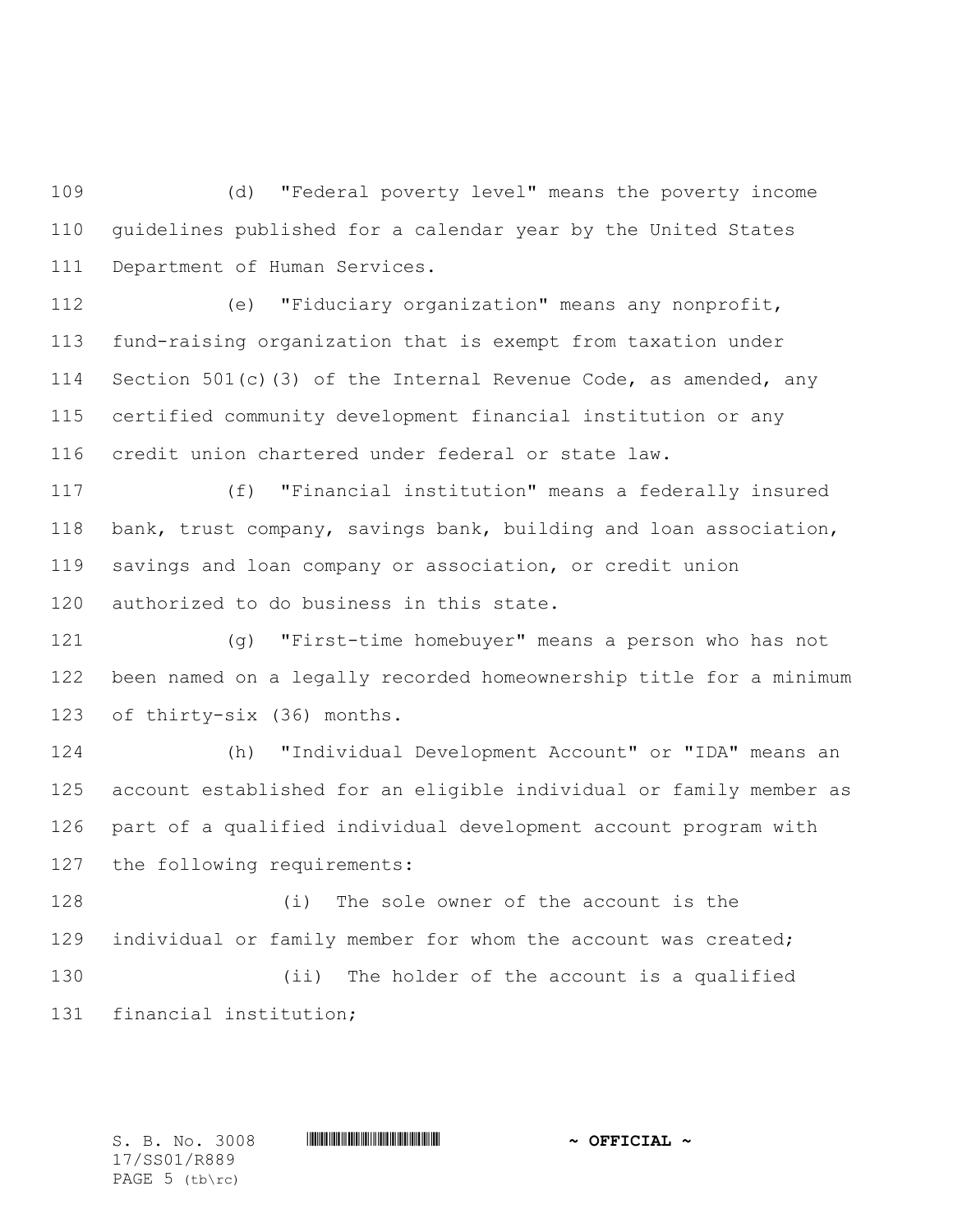(d) "Federal poverty level" means the poverty income guidelines published for a calendar year by the United States Department of Human Services.

(e) "Fiduciary organization" means any nonprofit, fund-raising organization that is exempt from taxation under Section 501(c)(3) of the Internal Revenue Code, as amended, any certified community development financial institution or any credit union chartered under federal or state law.

(f) "Financial institution" means a federally insured bank, trust company, savings bank, building and loan association, savings and loan company or association, or credit union authorized to do business in this state.

(g) "First-time homebuyer" means a person who has not been named on a legally recorded homeownership title for a minimum of thirty-six (36) months.

(h) "Individual Development Account" or "IDA" means an account established for an eligible individual or family member as part of a qualified individual development account program with the following requirements:

(i) The sole owner of the account is the individual or family member for whom the account was created;

(ii) The holder of the account is a qualified financial institution;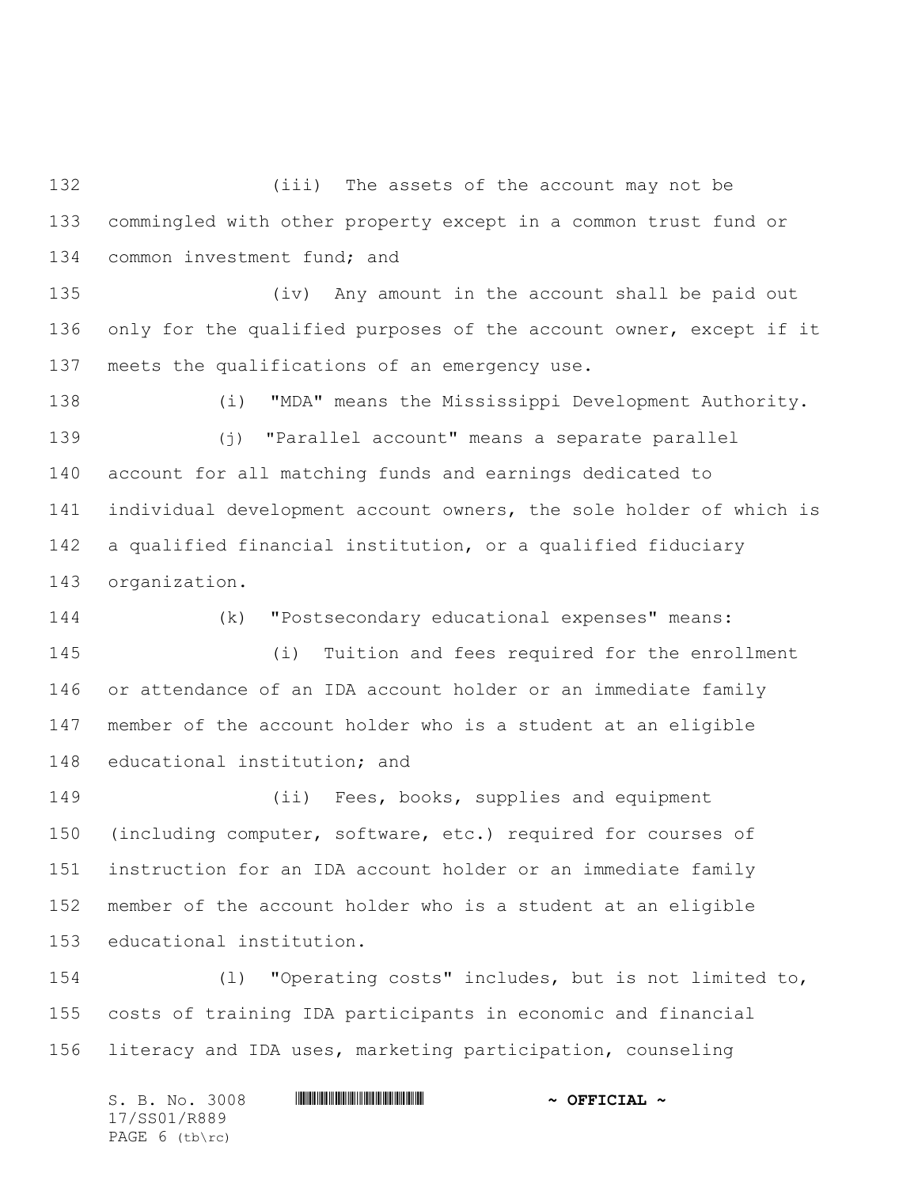(iii) The assets of the account may not be commingled with other property except in a common trust fund or common investment fund; and

(iv) Any amount in the account shall be paid out only for the qualified purposes of the account owner, except if it meets the qualifications of an emergency use.

(i) "MDA" means the Mississippi Development Authority.

(j) "Parallel account" means a separate parallel account for all matching funds and earnings dedicated to individual development account owners, the sole holder of which is a qualified financial institution, or a qualified fiduciary organization.

(k) "Postsecondary educational expenses" means:

(i) Tuition and fees required for the enrollment or attendance of an IDA account holder or an immediate family member of the account holder who is a student at an eligible educational institution; and

(ii) Fees, books, supplies and equipment (including computer, software, etc.) required for courses of instruction for an IDA account holder or an immediate family member of the account holder who is a student at an eligible educational institution.

(l) "Operating costs" includes, but is not limited to, costs of training IDA participants in economic and financial literacy and IDA uses, marketing participation, counseling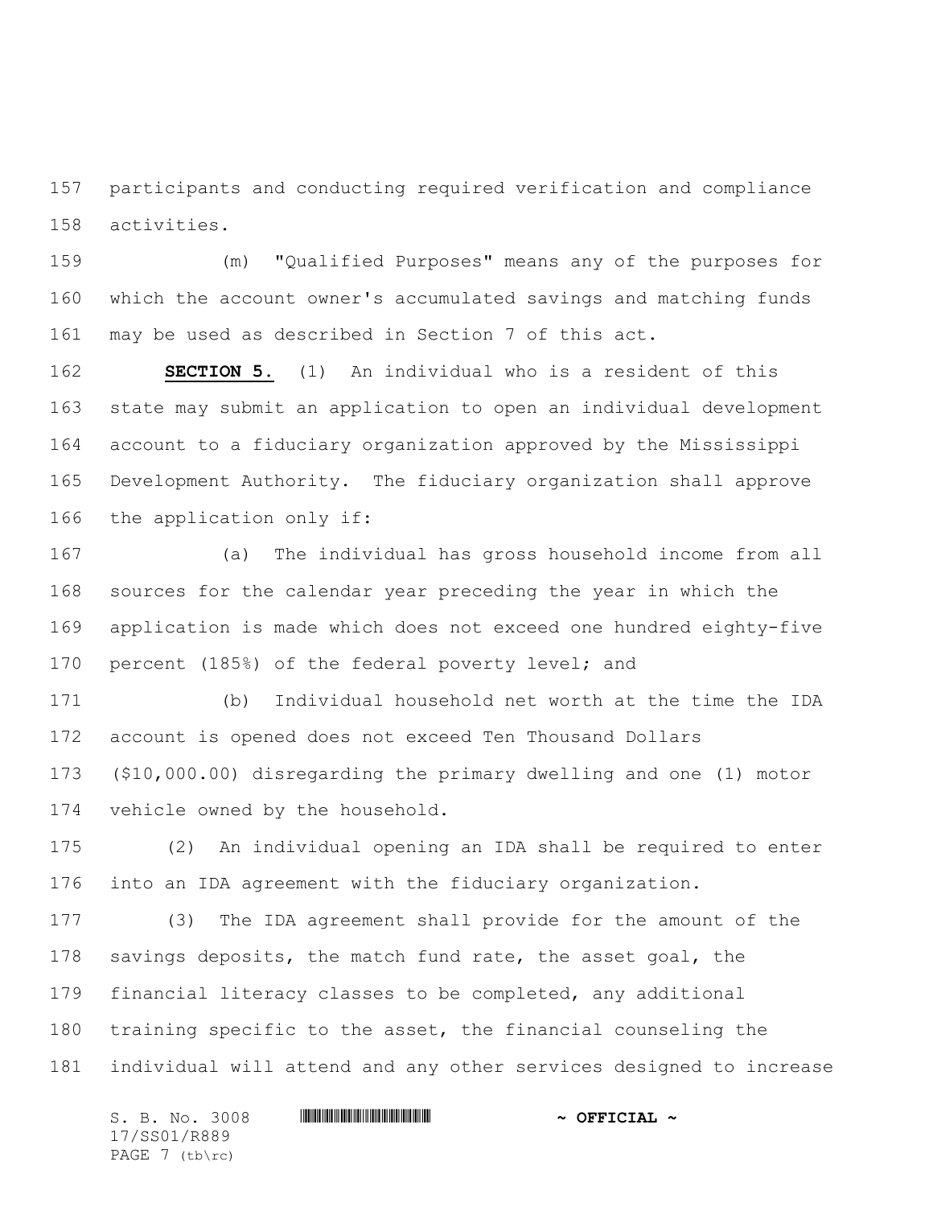participants and conducting required verification and compliance activities.

(m) "Qualified Purposes" means any of the purposes for which the account owner's accumulated savings and matching funds may be used as described in Section 7 of this act.

**SECTION 5.** (1) An individual who is a resident of this state may submit an application to open an individual development account to a fiduciary organization approved by the Mississippi Development Authority. The fiduciary organization shall approve the application only if:

(a) The individual has gross household income from all sources for the calendar year preceding the year in which the application is made which does not exceed one hundred eighty-five percent (185%) of the federal poverty level; and

(b) Individual household net worth at the time the IDA account is opened does not exceed Ten Thousand Dollars ($10,000.00) disregarding the primary dwelling and one (1) motor vehicle owned by the household.

(2) An individual opening an IDA shall be required to enter into an IDA agreement with the fiduciary organization.

(3) The IDA agreement shall provide for the amount of the savings deposits, the match fund rate, the asset goal, the financial literacy classes to be completed, any additional training specific to the asset, the financial counseling the individual will attend and any other services designed to increase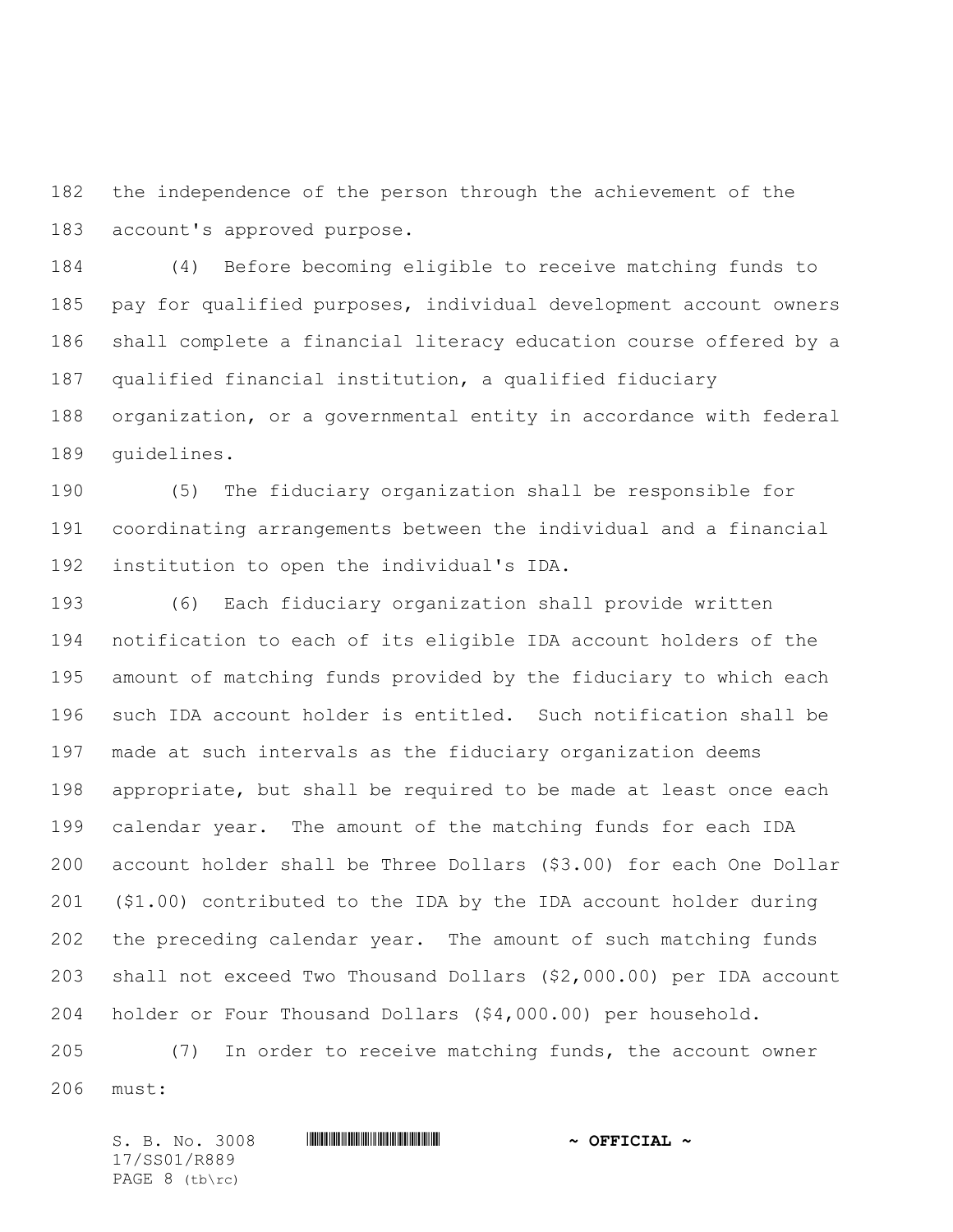the independence of the person through the achievement of the account's approved purpose.

(4) Before becoming eligible to receive matching funds to pay for qualified purposes, individual development account owners shall complete a financial literacy education course offered by a qualified financial institution, a qualified fiduciary organization, or a governmental entity in accordance with federal guidelines.

(5) The fiduciary organization shall be responsible for coordinating arrangements between the individual and a financial institution to open the individual's IDA.

(6) Each fiduciary organization shall provide written notification to each of its eligible IDA account holders of the amount of matching funds provided by the fiduciary to which each such IDA account holder is entitled. Such notification shall be made at such intervals as the fiduciary organization deems appropriate, but shall be required to be made at least once each calendar year. The amount of the matching funds for each IDA account holder shall be Three Dollars ($3.00) for each One Dollar ($1.00) contributed to the IDA by the IDA account holder during the preceding calendar year. The amount of such matching funds shall not exceed Two Thousand Dollars ($2,000.00) per IDA account holder or Four Thousand Dollars ($4,000.00) per household.

(7) In order to receive matching funds, the account owner must: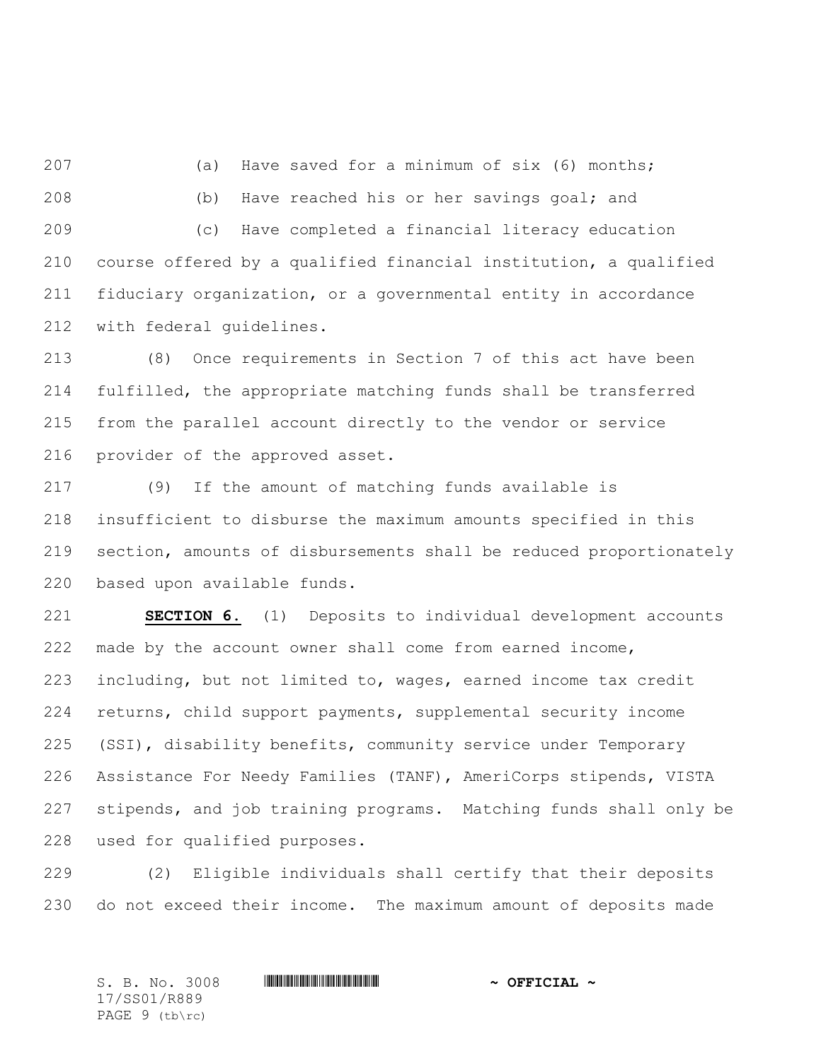(a) Have saved for a minimum of six (6) months;

(b) Have reached his or her savings goal; and

(c) Have completed a financial literacy education course offered by a qualified financial institution, a qualified fiduciary organization, or a governmental entity in accordance with federal guidelines.

(8) Once requirements in Section 7 of this act have been fulfilled, the appropriate matching funds shall be transferred from the parallel account directly to the vendor or service provider of the approved asset.

(9) If the amount of matching funds available is insufficient to disburse the maximum amounts specified in this section, amounts of disbursements shall be reduced proportionately based upon available funds.

**SECTION 6.** (1) Deposits to individual development accounts made by the account owner shall come from earned income, including, but not limited to, wages, earned income tax credit returns, child support payments, supplemental security income (SSI), disability benefits, community service under Temporary Assistance For Needy Families (TANF), AmeriCorps stipends, VISTA stipends, and job training programs. Matching funds shall only be used for qualified purposes.

(2) Eligible individuals shall certify that their deposits do not exceed their income. The maximum amount of deposits made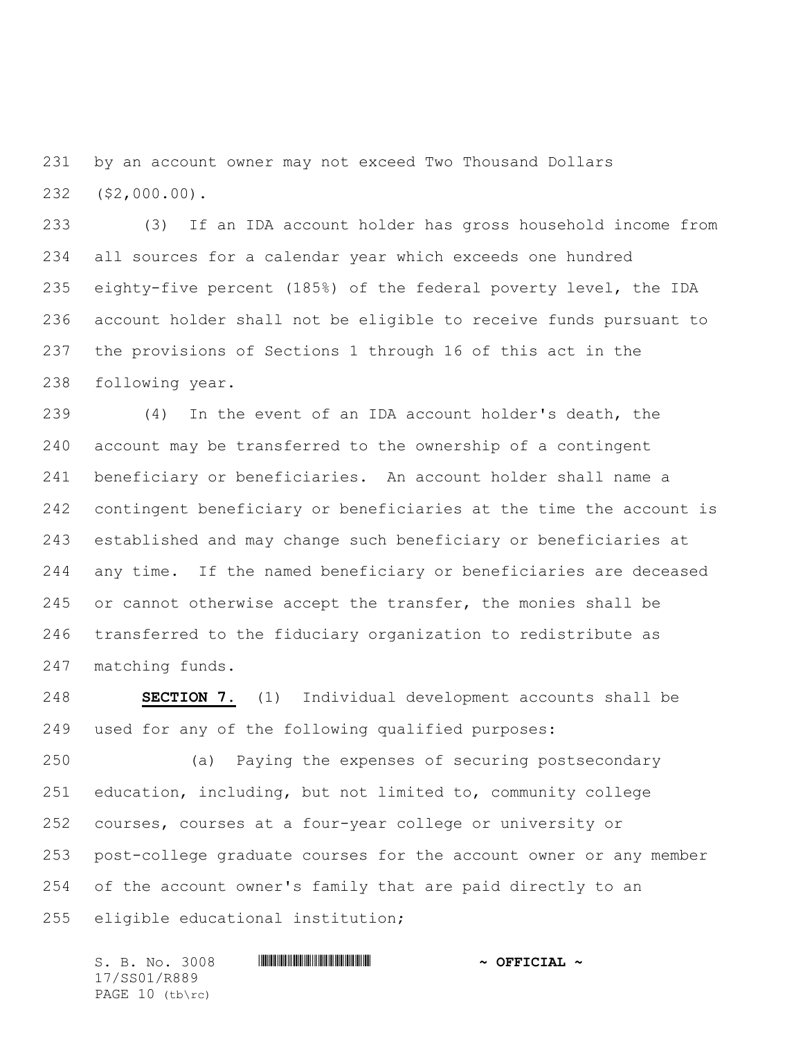by an account owner may not exceed Two Thousand Dollars ($2,000.00).

(3) If an IDA account holder has gross household income from all sources for a calendar year which exceeds one hundred eighty-five percent (185%) of the federal poverty level, the IDA account holder shall not be eligible to receive funds pursuant to the provisions of Sections 1 through 16 of this act in the following year.

(4) In the event of an IDA account holder's death, the account may be transferred to the ownership of a contingent beneficiary or beneficiaries. An account holder shall name a contingent beneficiary or beneficiaries at the time the account is established and may change such beneficiary or beneficiaries at any time. If the named beneficiary or beneficiaries are deceased or cannot otherwise accept the transfer, the monies shall be transferred to the fiduciary organization to redistribute as matching funds.

**SECTION 7.** (1) Individual development accounts shall be used for any of the following qualified purposes:

(a) Paying the expenses of securing postsecondary education, including, but not limited to, community college courses, courses at a four-year college or university or post-college graduate courses for the account owner or any member of the account owner's family that are paid directly to an eligible educational institution;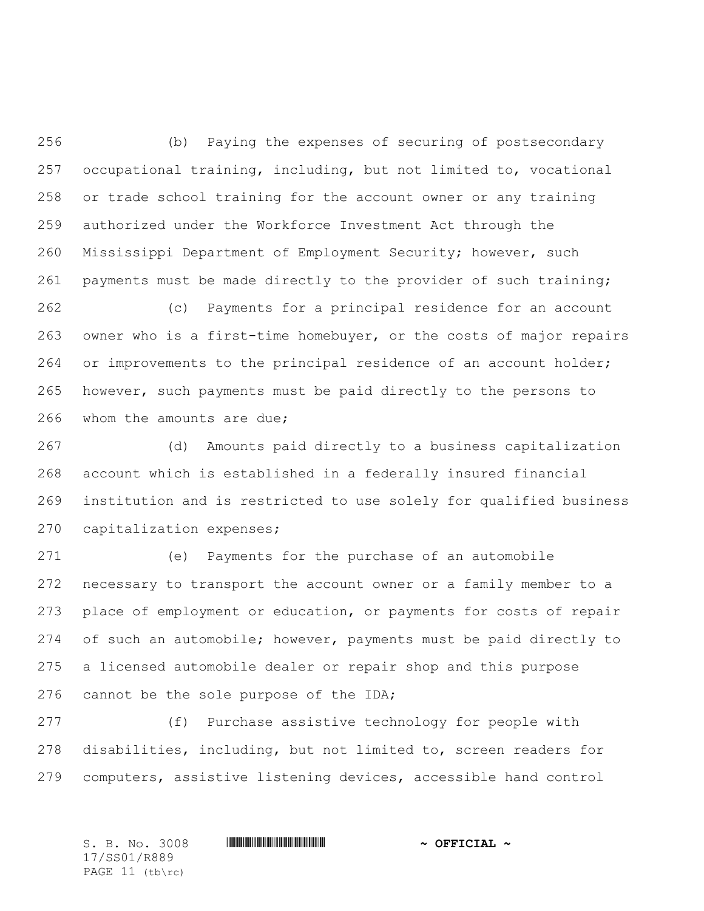(b) Paying the expenses of securing of postsecondary occupational training, including, but not limited to, vocational or trade school training for the account owner or any training authorized under the Workforce Investment Act through the Mississippi Department of Employment Security; however, such payments must be made directly to the provider of such training;

(c) Payments for a principal residence for an account owner who is a first-time homebuyer, or the costs of major repairs or improvements to the principal residence of an account holder; however, such payments must be paid directly to the persons to whom the amounts are due;

(d) Amounts paid directly to a business capitalization account which is established in a federally insured financial institution and is restricted to use solely for qualified business capitalization expenses;

(e) Payments for the purchase of an automobile necessary to transport the account owner or a family member to a place of employment or education, or payments for costs of repair of such an automobile; however, payments must be paid directly to a licensed automobile dealer or repair shop and this purpose cannot be the sole purpose of the IDA;

(f) Purchase assistive technology for people with disabilities, including, but not limited to, screen readers for computers, assistive listening devices, accessible hand control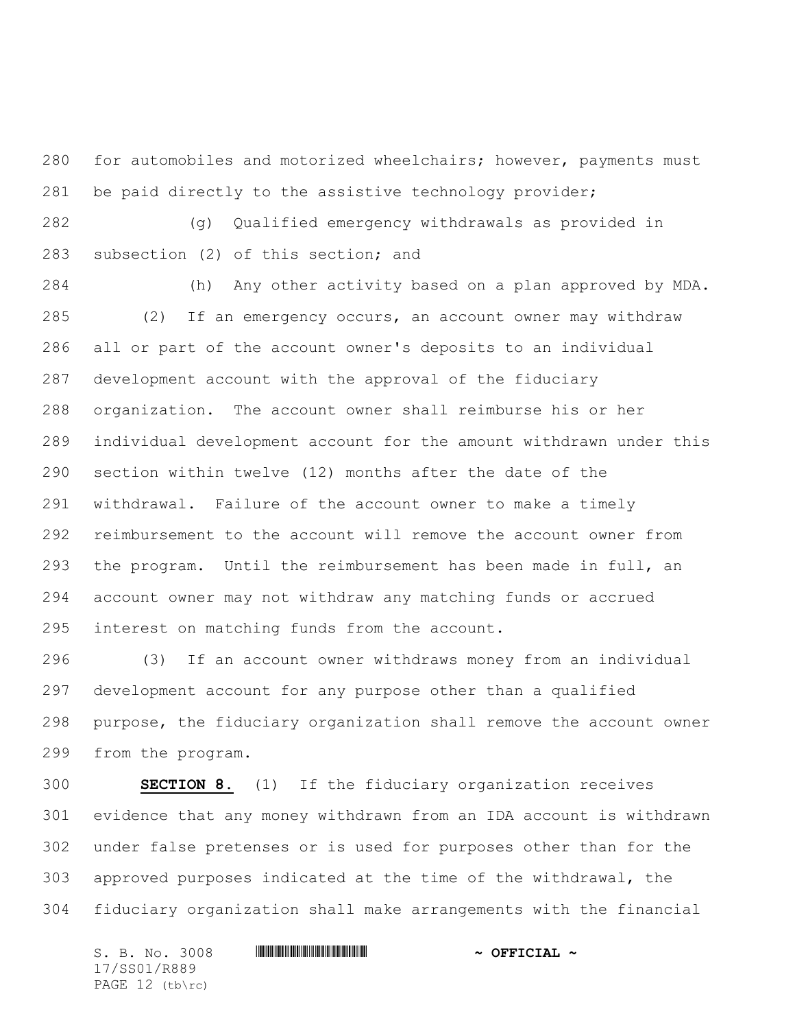for automobiles and motorized wheelchairs; however, payments must be paid directly to the assistive technology provider;

(g) Qualified emergency withdrawals as provided in subsection (2) of this section; and

(h) Any other activity based on a plan approved by MDA.

(2) If an emergency occurs, an account owner may withdraw all or part of the account owner's deposits to an individual development account with the approval of the fiduciary organization. The account owner shall reimburse his or her individual development account for the amount withdrawn under this section within twelve (12) months after the date of the withdrawal. Failure of the account owner to make a timely reimbursement to the account will remove the account owner from the program. Until the reimbursement has been made in full, an account owner may not withdraw any matching funds or accrued interest on matching funds from the account.

(3) If an account owner withdraws money from an individual development account for any purpose other than a qualified purpose, the fiduciary organization shall remove the account owner from the program.

**SECTION 8.** (1) If the fiduciary organization receives evidence that any money withdrawn from an IDA account is withdrawn under false pretenses or is used for purposes other than for the approved purposes indicated at the time of the withdrawal, the fiduciary organization shall make arrangements with the financial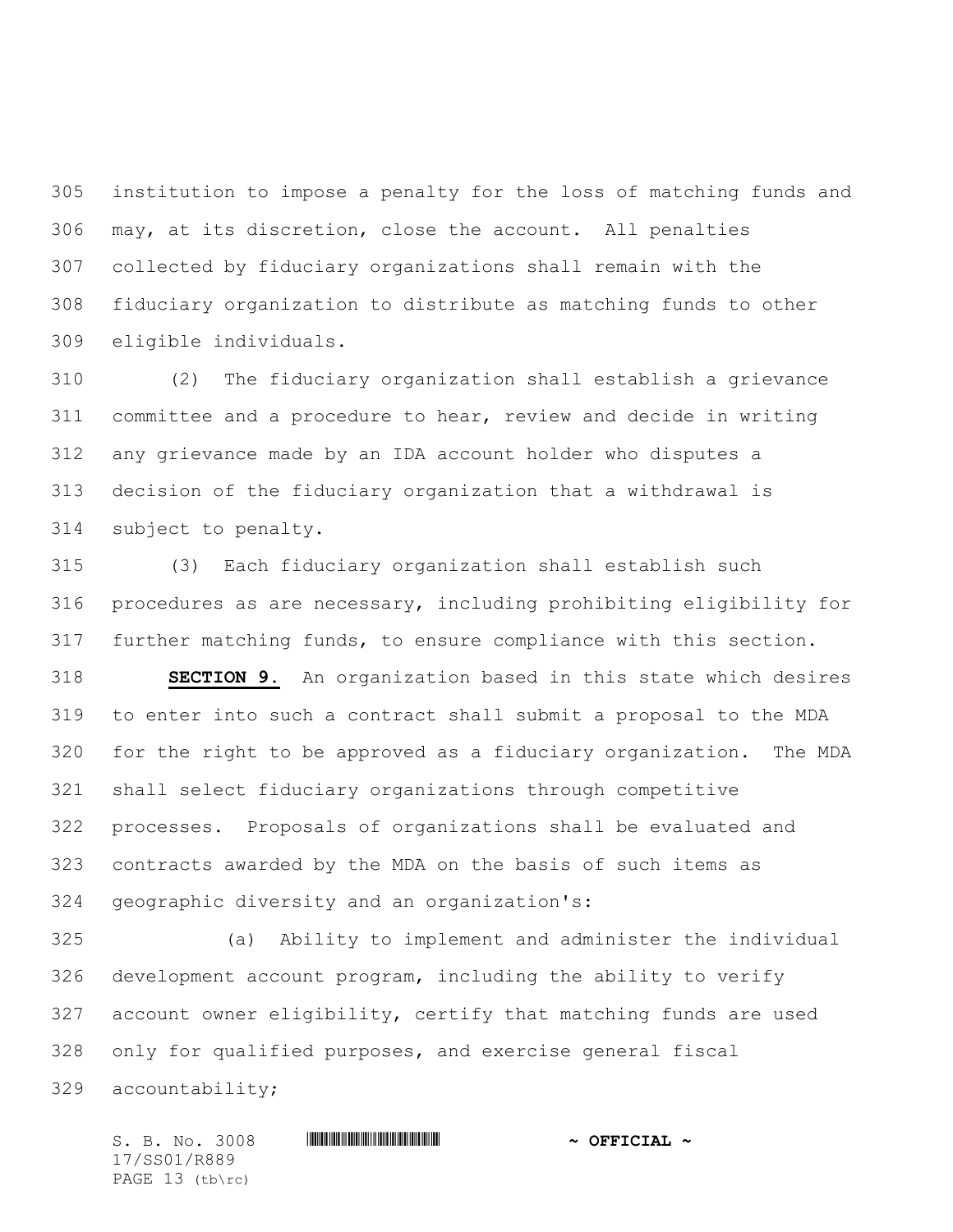institution to impose a penalty for the loss of matching funds and may, at its discretion, close the account. All penalties collected by fiduciary organizations shall remain with the fiduciary organization to distribute as matching funds to other eligible individuals.

(2) The fiduciary organization shall establish a grievance committee and a procedure to hear, review and decide in writing any grievance made by an IDA account holder who disputes a decision of the fiduciary organization that a withdrawal is subject to penalty.

(3) Each fiduciary organization shall establish such procedures as are necessary, including prohibiting eligibility for further matching funds, to ensure compliance with this section.

**SECTION 9.** An organization based in this state which desires to enter into such a contract shall submit a proposal to the MDA for the right to be approved as a fiduciary organization. The MDA shall select fiduciary organizations through competitive processes. Proposals of organizations shall be evaluated and contracts awarded by the MDA on the basis of such items as geographic diversity and an organization's:

(a) Ability to implement and administer the individual development account program, including the ability to verify account owner eligibility, certify that matching funds are used only for qualified purposes, and exercise general fiscal accountability;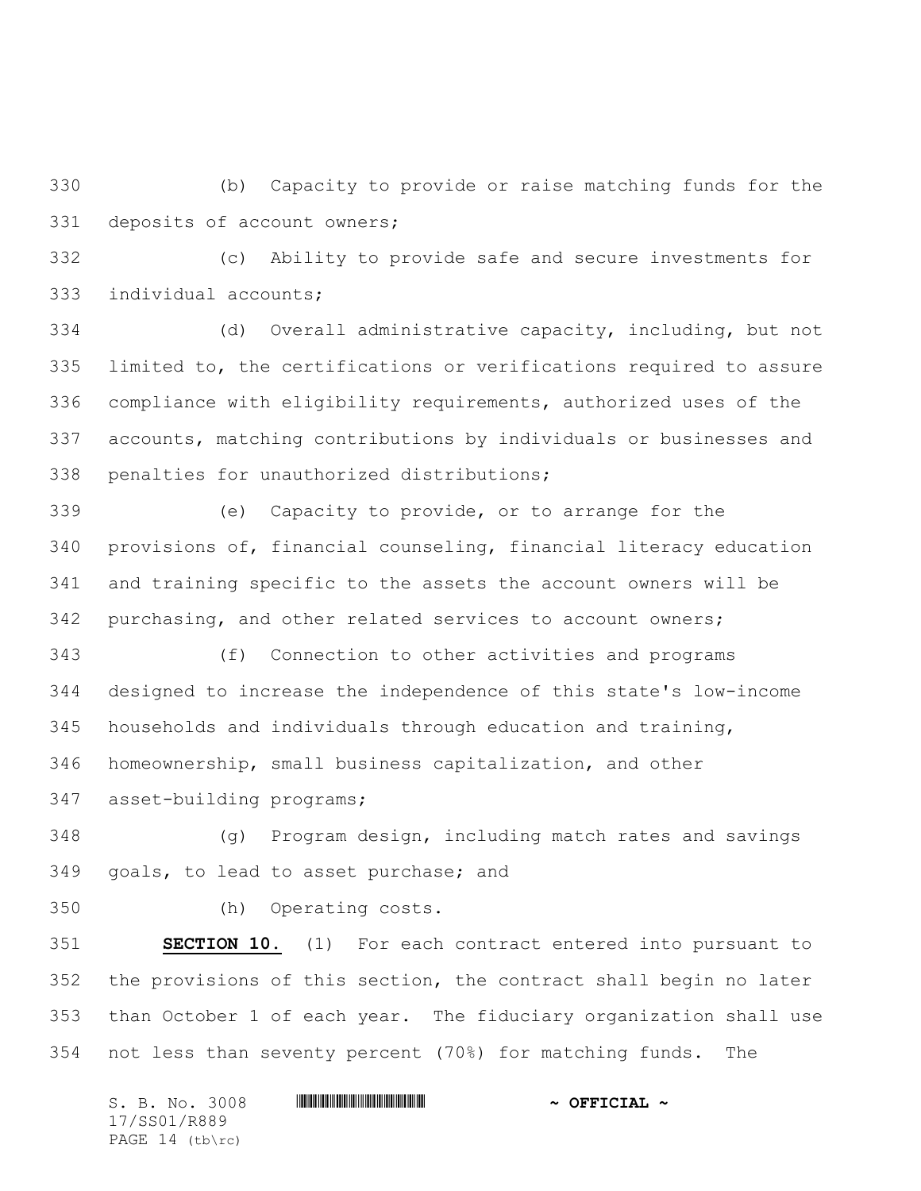(b) Capacity to provide or raise matching funds for the deposits of account owners;

(c) Ability to provide safe and secure investments for individual accounts;

(d) Overall administrative capacity, including, but not limited to, the certifications or verifications required to assure compliance with eligibility requirements, authorized uses of the accounts, matching contributions by individuals or businesses and penalties for unauthorized distributions;

(e) Capacity to provide, or to arrange for the provisions of, financial counseling, financial literacy education and training specific to the assets the account owners will be purchasing, and other related services to account owners;

(f) Connection to other activities and programs designed to increase the independence of this state's low-income households and individuals through education and training, homeownership, small business capitalization, and other asset-building programs;

(g) Program design, including match rates and savings goals, to lead to asset purchase; and

(h) Operating costs.

**SECTION 10.** (1) For each contract entered into pursuant to the provisions of this section, the contract shall begin no later than October 1 of each year. The fiduciary organization shall use not less than seventy percent (70%) for matching funds. The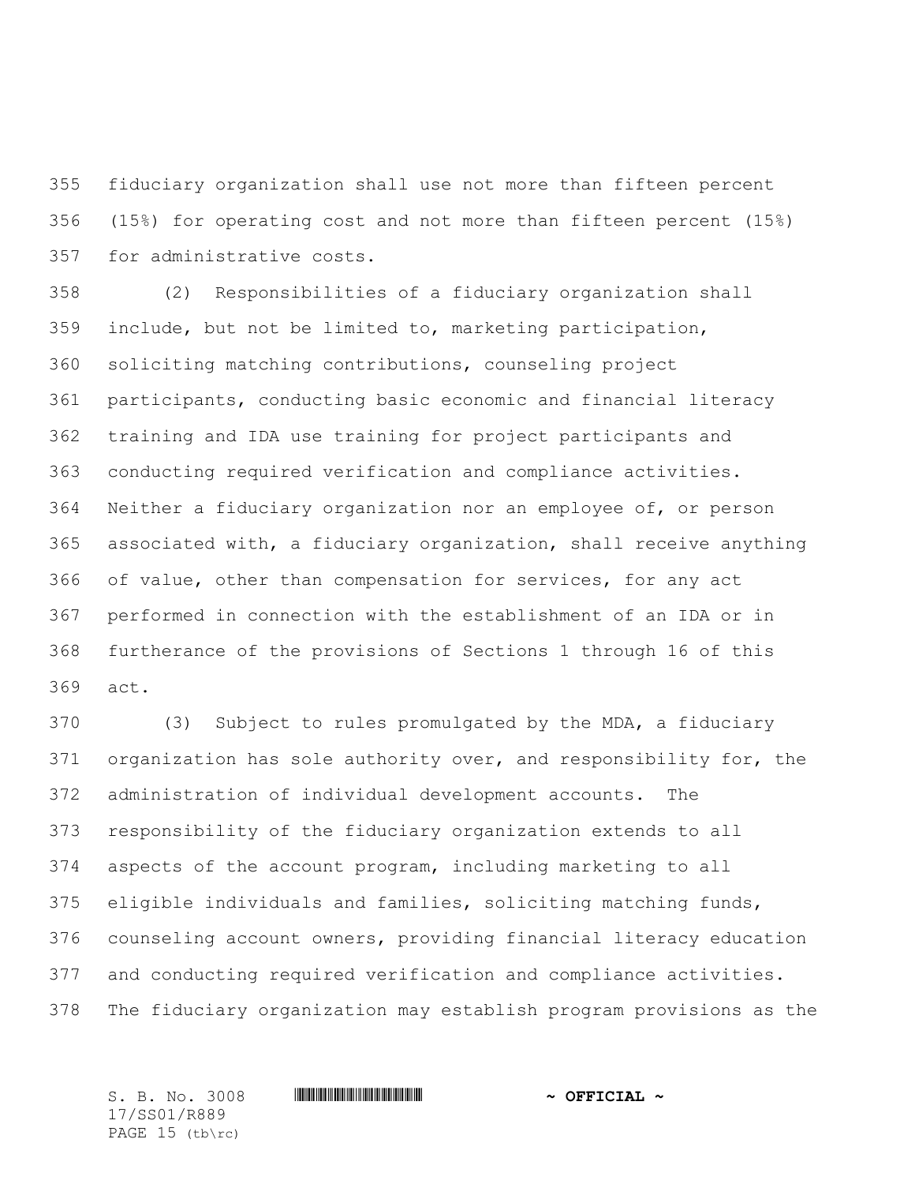fiduciary organization shall use not more than fifteen percent (15%) for operating cost and not more than fifteen percent (15%) for administrative costs.

(2) Responsibilities of a fiduciary organization shall include, but not be limited to, marketing participation, soliciting matching contributions, counseling project participants, conducting basic economic and financial literacy training and IDA use training for project participants and conducting required verification and compliance activities. Neither a fiduciary organization nor an employee of, or person associated with, a fiduciary organization, shall receive anything of value, other than compensation for services, for any act performed in connection with the establishment of an IDA or in furtherance of the provisions of Sections 1 through 16 of this act.

(3) Subject to rules promulgated by the MDA, a fiduciary organization has sole authority over, and responsibility for, the administration of individual development accounts. The responsibility of the fiduciary organization extends to all aspects of the account program, including marketing to all eligible individuals and families, soliciting matching funds, counseling account owners, providing financial literacy education and conducting required verification and compliance activities. The fiduciary organization may establish program provisions as the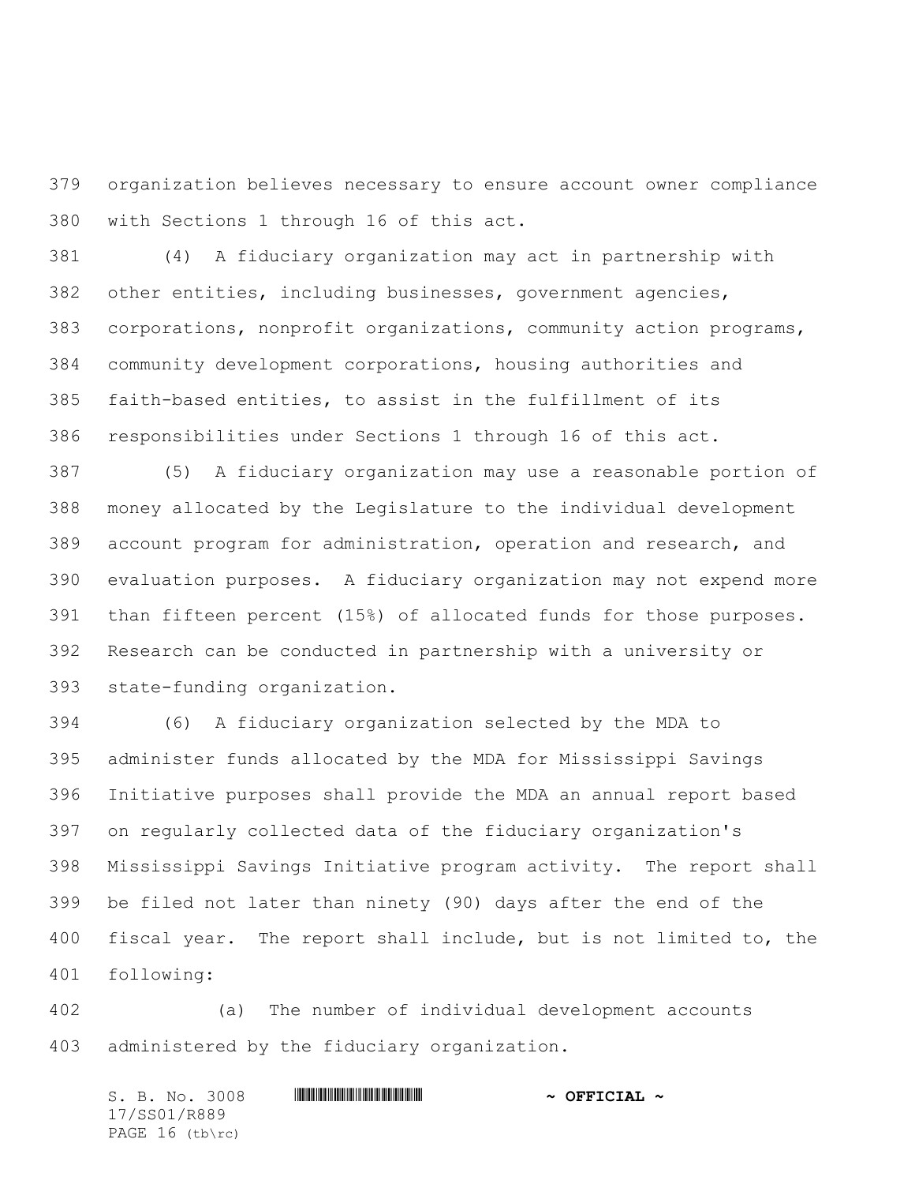organization believes necessary to ensure account owner compliance with Sections 1 through 16 of this act.

(4) A fiduciary organization may act in partnership with other entities, including businesses, government agencies, corporations, nonprofit organizations, community action programs, community development corporations, housing authorities and faith-based entities, to assist in the fulfillment of its responsibilities under Sections 1 through 16 of this act.

(5) A fiduciary organization may use a reasonable portion of money allocated by the Legislature to the individual development account program for administration, operation and research, and evaluation purposes. A fiduciary organization may not expend more than fifteen percent (15%) of allocated funds for those purposes. Research can be conducted in partnership with a university or state-funding organization.

(6) A fiduciary organization selected by the MDA to administer funds allocated by the MDA for Mississippi Savings Initiative purposes shall provide the MDA an annual report based on regularly collected data of the fiduciary organization's Mississippi Savings Initiative program activity. The report shall be filed not later than ninety (90) days after the end of the fiscal year. The report shall include, but is not limited to, the following:

(a) The number of individual development accounts administered by the fiduciary organization.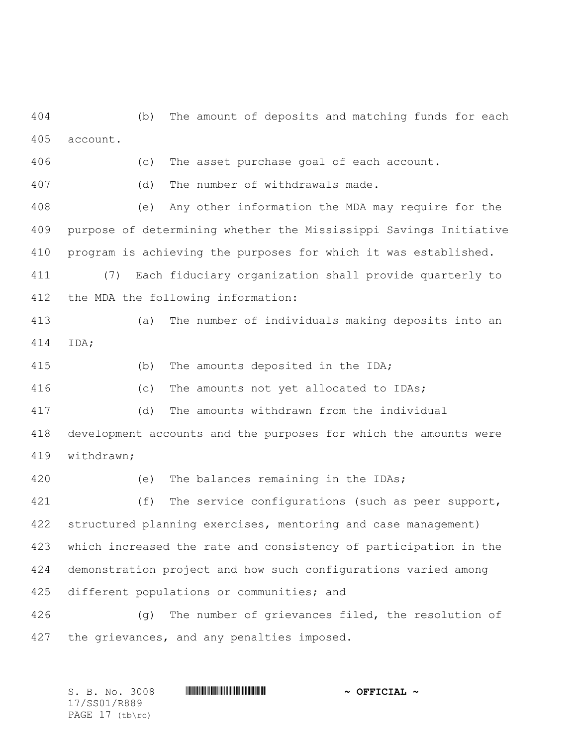(b) The amount of deposits and matching funds for each account.

(c) The asset purchase goal of each account.

(d) The number of withdrawals made.

(e) Any other information the MDA may require for the purpose of determining whether the Mississippi Savings Initiative program is achieving the purposes for which it was established.

(7) Each fiduciary organization shall provide quarterly to the MDA the following information:

(a) The number of individuals making deposits into an IDA;

(b) The amounts deposited in the IDA;

(c) The amounts not yet allocated to IDAs;

(d) The amounts withdrawn from the individual development accounts and the purposes for which the amounts were withdrawn;

(e) The balances remaining in the IDAs;

(f) The service configurations (such as peer support, structured planning exercises, mentoring and case management) which increased the rate and consistency of participation in the demonstration project and how such configurations varied among different populations or communities; and

(g) The number of grievances filed, the resolution of the grievances, and any penalties imposed.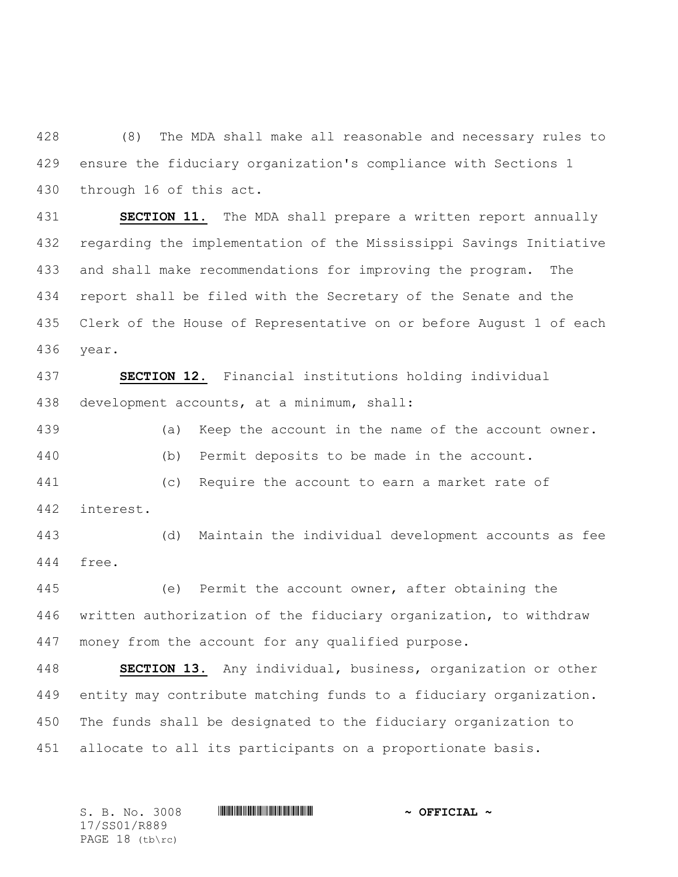(8) The MDA shall make all reasonable and necessary rules to ensure the fiduciary organization's compliance with Sections 1 through 16 of this act.

**SECTION 11.** The MDA shall prepare a written report annually regarding the implementation of the Mississippi Savings Initiative and shall make recommendations for improving the program. The report shall be filed with the Secretary of the Senate and the Clerk of the House of Representative on or before August 1 of each year.

**SECTION 12.** Financial institutions holding individual development accounts, at a minimum, shall:

(a) Keep the account in the name of the account owner.

(b) Permit deposits to be made in the account.

(c) Require the account to earn a market rate of interest.

(d) Maintain the individual development accounts as fee free.

(e) Permit the account owner, after obtaining the written authorization of the fiduciary organization, to withdraw money from the account for any qualified purpose.

**SECTION 13.** Any individual, business, organization or other entity may contribute matching funds to a fiduciary organization. The funds shall be designated to the fiduciary organization to allocate to all its participants on a proportionate basis.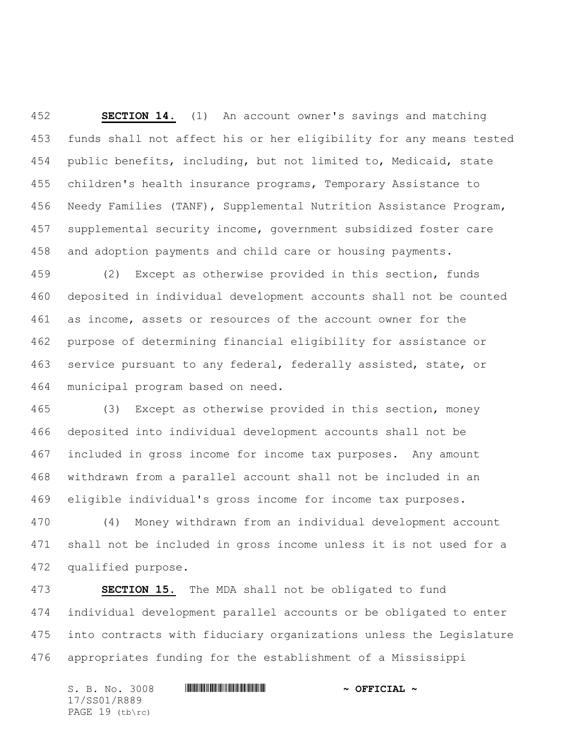**SECTION 14.** (1) An account owner's savings and matching funds shall not affect his or her eligibility for any means tested public benefits, including, but not limited to, Medicaid, state children's health insurance programs, Temporary Assistance to Needy Families (TANF), Supplemental Nutrition Assistance Program, supplemental security income, government subsidized foster care and adoption payments and child care or housing payments.

(2) Except as otherwise provided in this section, funds deposited in individual development accounts shall not be counted as income, assets or resources of the account owner for the purpose of determining financial eligibility for assistance or service pursuant to any federal, federally assisted, state, or municipal program based on need.

(3) Except as otherwise provided in this section, money deposited into individual development accounts shall not be included in gross income for income tax purposes. Any amount withdrawn from a parallel account shall not be included in an eligible individual's gross income for income tax purposes.

(4) Money withdrawn from an individual development account shall not be included in gross income unless it is not used for a qualified purpose.

**SECTION 15.** The MDA shall not be obligated to fund individual development parallel accounts or be obligated to enter into contracts with fiduciary organizations unless the Legislature appropriates funding for the establishment of a Mississippi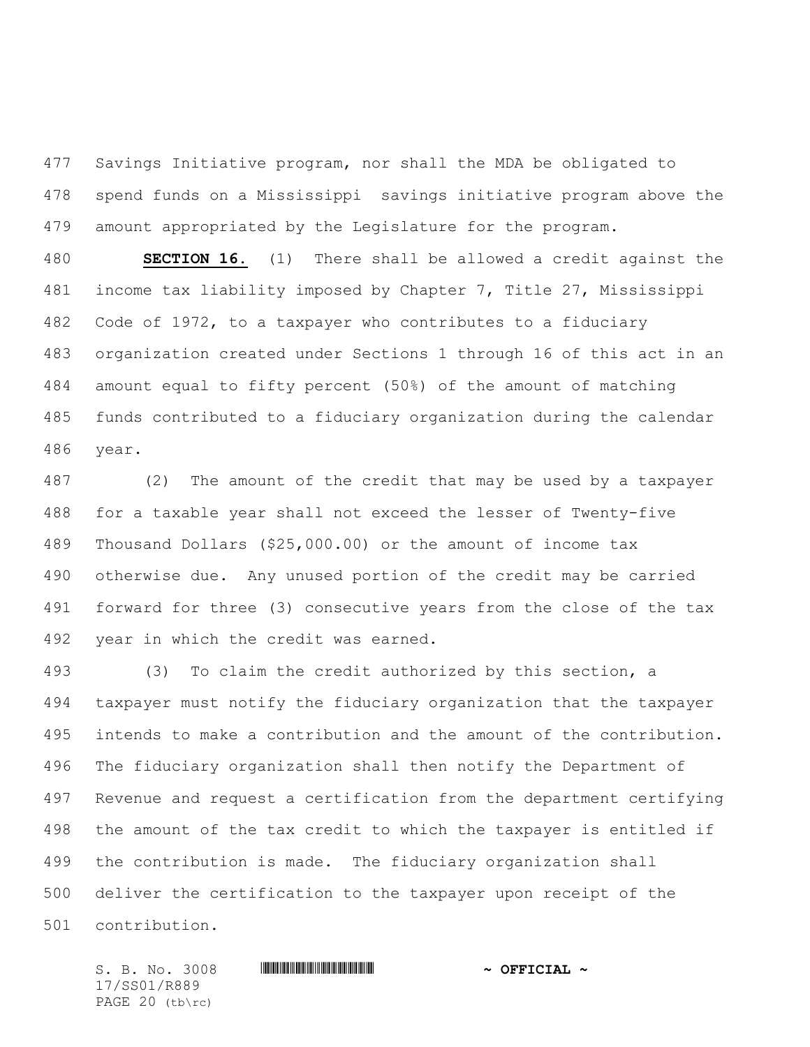Savings Initiative program, nor shall the MDA be obligated to spend funds on a Mississippi savings initiative program above the amount appropriated by the Legislature for the program.

**SECTION 16.** (1) There shall be allowed a credit against the income tax liability imposed by Chapter 7, Title 27, Mississippi Code of 1972, to a taxpayer who contributes to a fiduciary organization created under Sections 1 through 16 of this act in an amount equal to fifty percent (50%) of the amount of matching funds contributed to a fiduciary organization during the calendar year.

(2) The amount of the credit that may be used by a taxpayer for a taxable year shall not exceed the lesser of Twenty-five Thousand Dollars ($25,000.00) or the amount of income tax otherwise due. Any unused portion of the credit may be carried forward for three (3) consecutive years from the close of the tax year in which the credit was earned.

(3) To claim the credit authorized by this section, a taxpayer must notify the fiduciary organization that the taxpayer intends to make a contribution and the amount of the contribution. The fiduciary organization shall then notify the Department of Revenue and request a certification from the department certifying the amount of the tax credit to which the taxpayer is entitled if the contribution is made. The fiduciary organization shall deliver the certification to the taxpayer upon receipt of the contribution.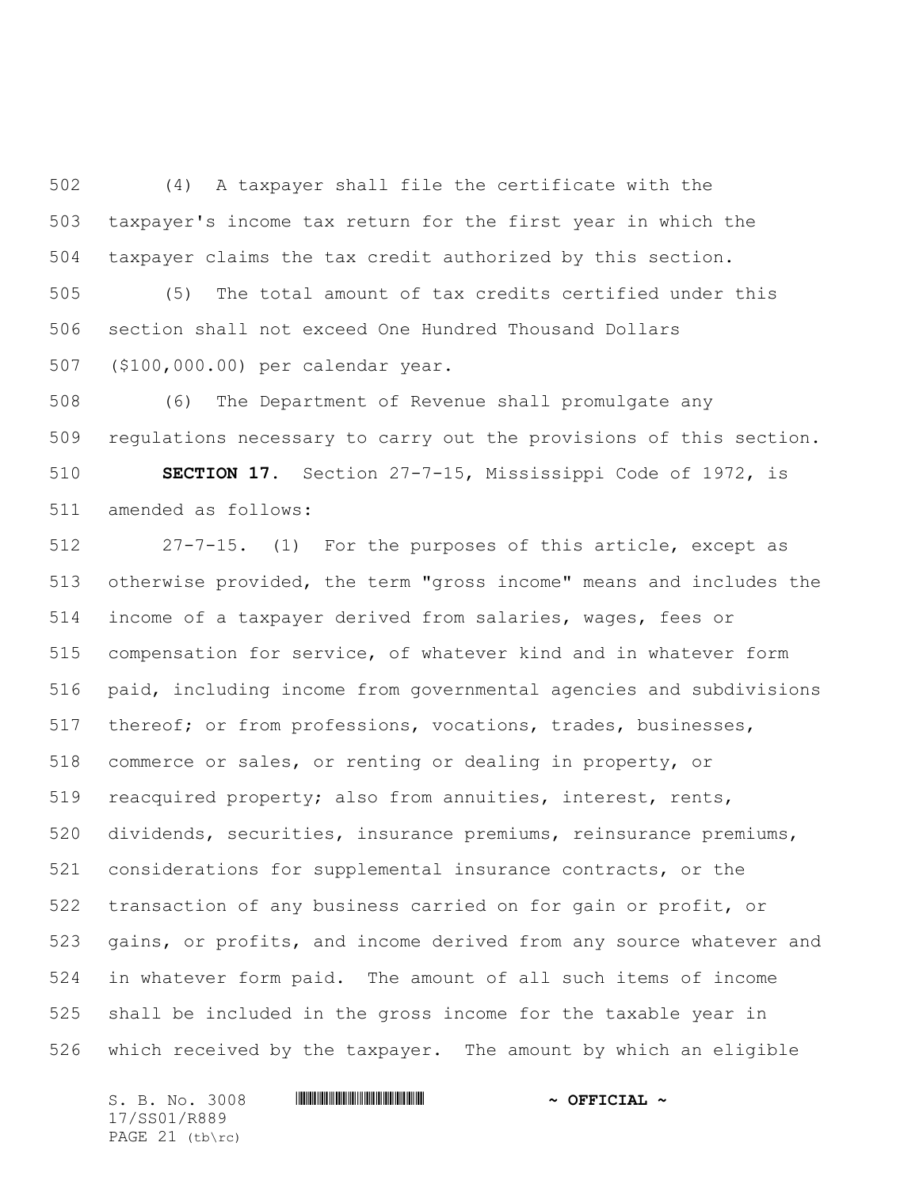(4) A taxpayer shall file the certificate with the taxpayer's income tax return for the first year in which the taxpayer claims the tax credit authorized by this section.

(5) The total amount of tax credits certified under this section shall not exceed One Hundred Thousand Dollars ($100,000.00) per calendar year.

(6) The Department of Revenue shall promulgate any regulations necessary to carry out the provisions of this section.

**SECTION 17.** Section 27-7-15, Mississippi Code of 1972, is amended as follows:

27-7-15. (1) For the purposes of this article, except as otherwise provided, the term "gross income" means and includes the income of a taxpayer derived from salaries, wages, fees or compensation for service, of whatever kind and in whatever form paid, including income from governmental agencies and subdivisions thereof; or from professions, vocations, trades, businesses, commerce or sales, or renting or dealing in property, or reacquired property; also from annuities, interest, rents, dividends, securities, insurance premiums, reinsurance premiums, considerations for supplemental insurance contracts, or the transaction of any business carried on for gain or profit, or gains, or profits, and income derived from any source whatever and in whatever form paid. The amount of all such items of income shall be included in the gross income for the taxable year in which received by the taxpayer. The amount by which an eligible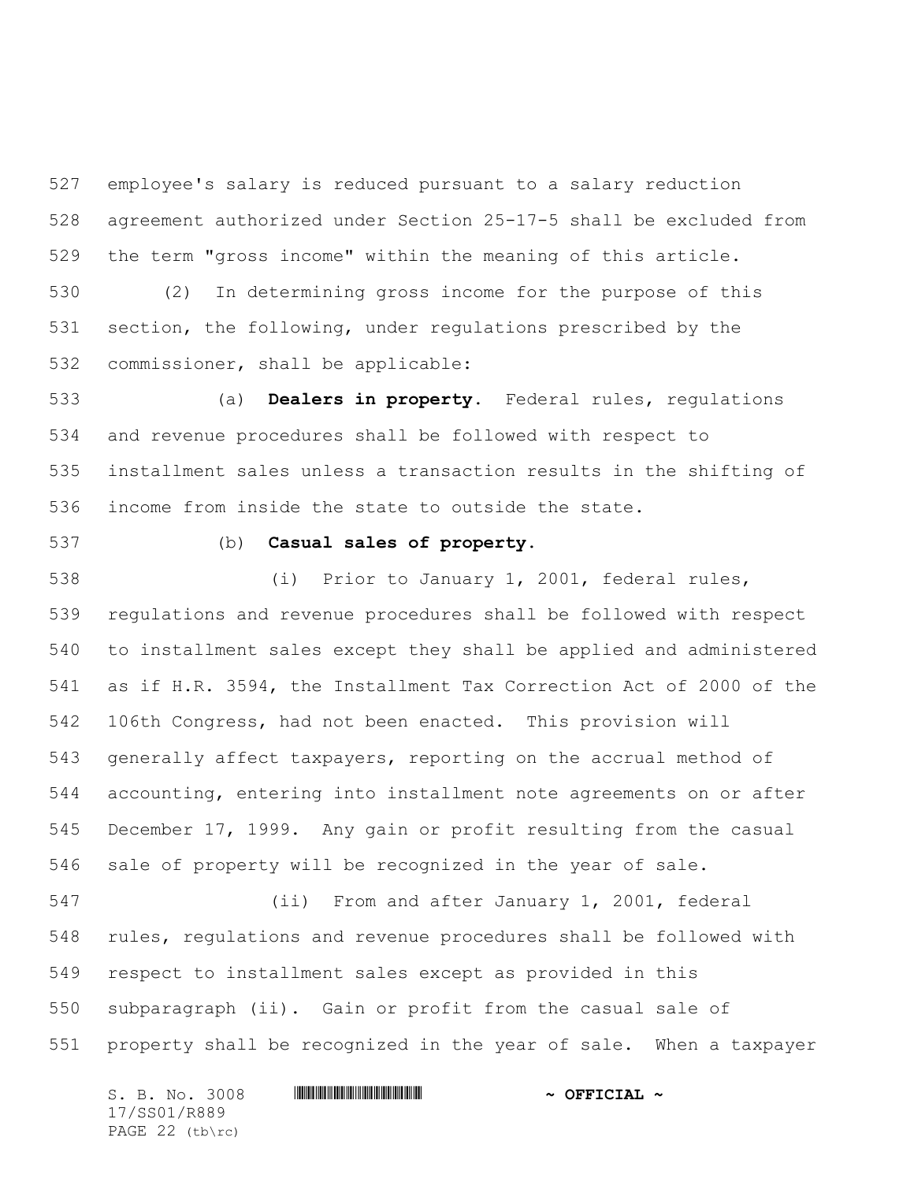employee's salary is reduced pursuant to a salary reduction agreement authorized under Section 25-17-5 shall be excluded from the term "gross income" within the meaning of this article.

(2) In determining gross income for the purpose of this section, the following, under regulations prescribed by the commissioner, shall be applicable:

(a) **Dealers in property.** Federal rules, regulations and revenue procedures shall be followed with respect to installment sales unless a transaction results in the shifting of income from inside the state to outside the state.

(b) **Casual sales of property.**

(i) Prior to January 1, 2001, federal rules, regulations and revenue procedures shall be followed with respect to installment sales except they shall be applied and administered as if H.R. 3594, the Installment Tax Correction Act of 2000 of the 106th Congress, had not been enacted. This provision will generally affect taxpayers, reporting on the accrual method of accounting, entering into installment note agreements on or after December 17, 1999. Any gain or profit resulting from the casual sale of property will be recognized in the year of sale.

(ii) From and after January 1, 2001, federal rules, regulations and revenue procedures shall be followed with respect to installment sales except as provided in this subparagraph (ii). Gain or profit from the casual sale of property shall be recognized in the year of sale. When a taxpayer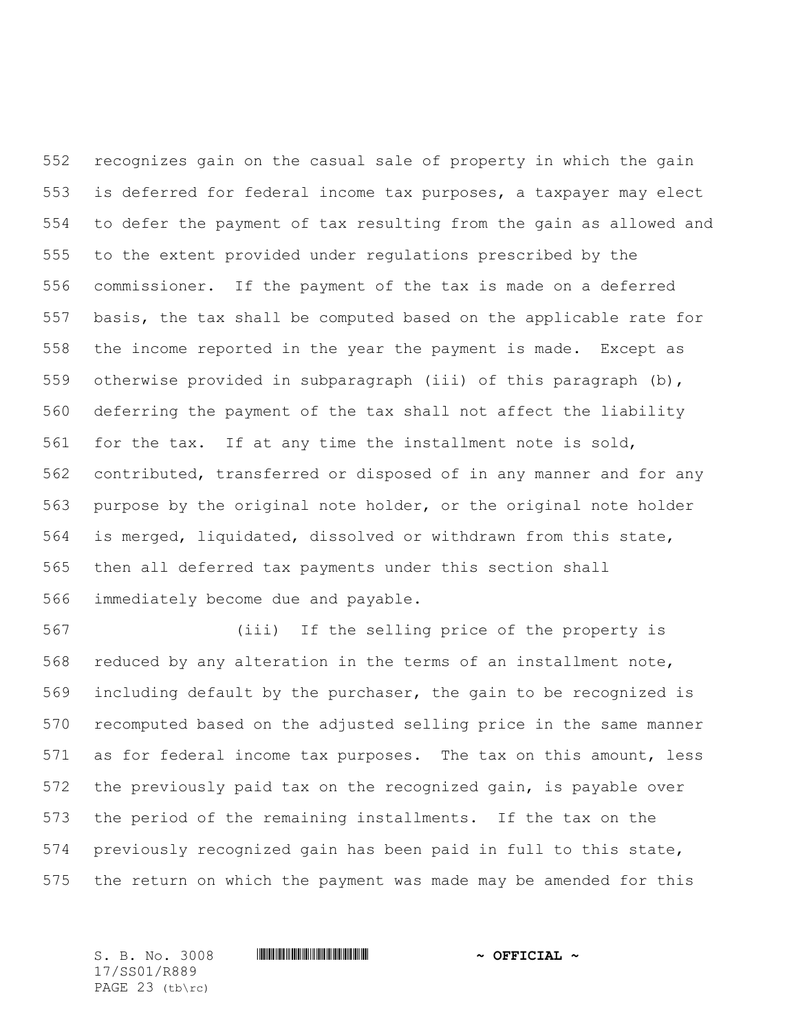recognizes gain on the casual sale of property in which the gain is deferred for federal income tax purposes, a taxpayer may elect to defer the payment of tax resulting from the gain as allowed and to the extent provided under regulations prescribed by the commissioner. If the payment of the tax is made on a deferred basis, the tax shall be computed based on the applicable rate for the income reported in the year the payment is made. Except as otherwise provided in subparagraph (iii) of this paragraph (b), deferring the payment of the tax shall not affect the liability for the tax. If at any time the installment note is sold, contributed, transferred or disposed of in any manner and for any purpose by the original note holder, or the original note holder is merged, liquidated, dissolved or withdrawn from this state, then all deferred tax payments under this section shall immediately become due and payable.

(iii) If the selling price of the property is reduced by any alteration in the terms of an installment note, including default by the purchaser, the gain to be recognized is recomputed based on the adjusted selling price in the same manner as for federal income tax purposes. The tax on this amount, less the previously paid tax on the recognized gain, is payable over the period of the remaining installments. If the tax on the previously recognized gain has been paid in full to this state, the return on which the payment was made may be amended for this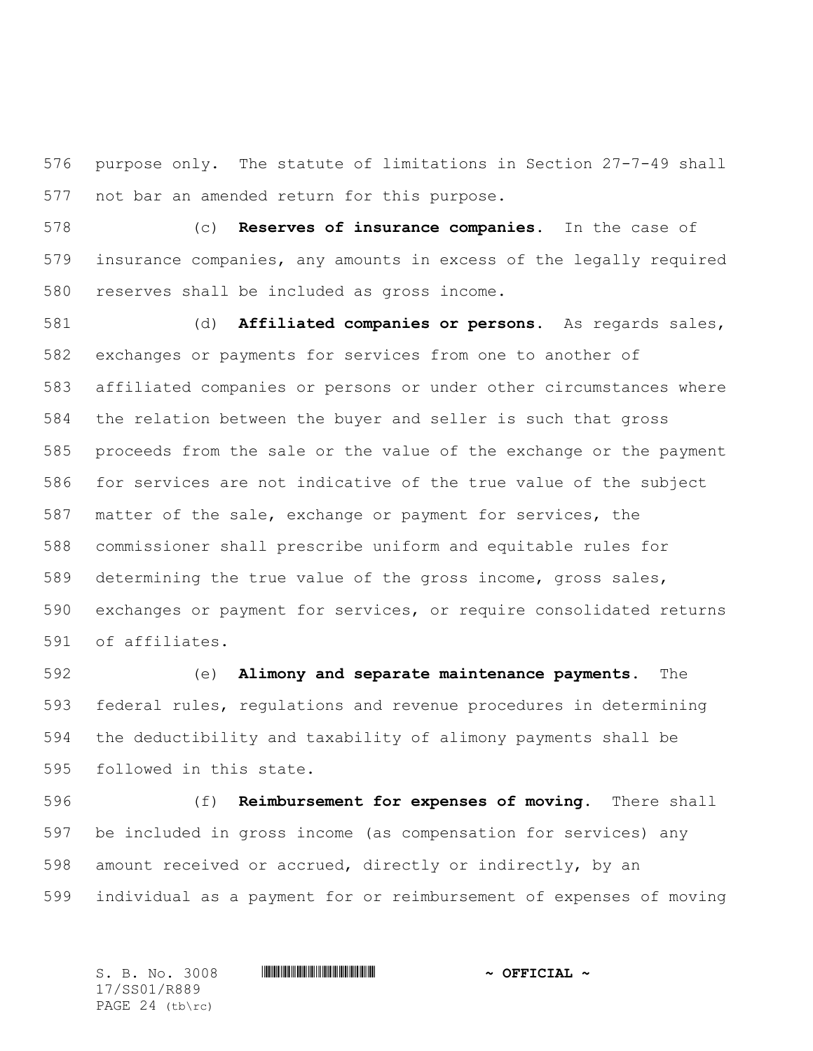purpose only. The statute of limitations in Section 27-7-49 shall not bar an amended return for this purpose.

(c) **Reserves of insurance companies.** In the case of insurance companies, any amounts in excess of the legally required reserves shall be included as gross income.

(d) **Affiliated companies or persons.** As regards sales, exchanges or payments for services from one to another of affiliated companies or persons or under other circumstances where the relation between the buyer and seller is such that gross proceeds from the sale or the value of the exchange or the payment for services are not indicative of the true value of the subject matter of the sale, exchange or payment for services, the commissioner shall prescribe uniform and equitable rules for determining the true value of the gross income, gross sales, exchanges or payment for services, or require consolidated returns of affiliates.

(e) **Alimony and separate maintenance payments.** The federal rules, regulations and revenue procedures in determining the deductibility and taxability of alimony payments shall be followed in this state.

(f) **Reimbursement for expenses of moving.** There shall be included in gross income (as compensation for services) any amount received or accrued, directly or indirectly, by an individual as a payment for or reimbursement of expenses of moving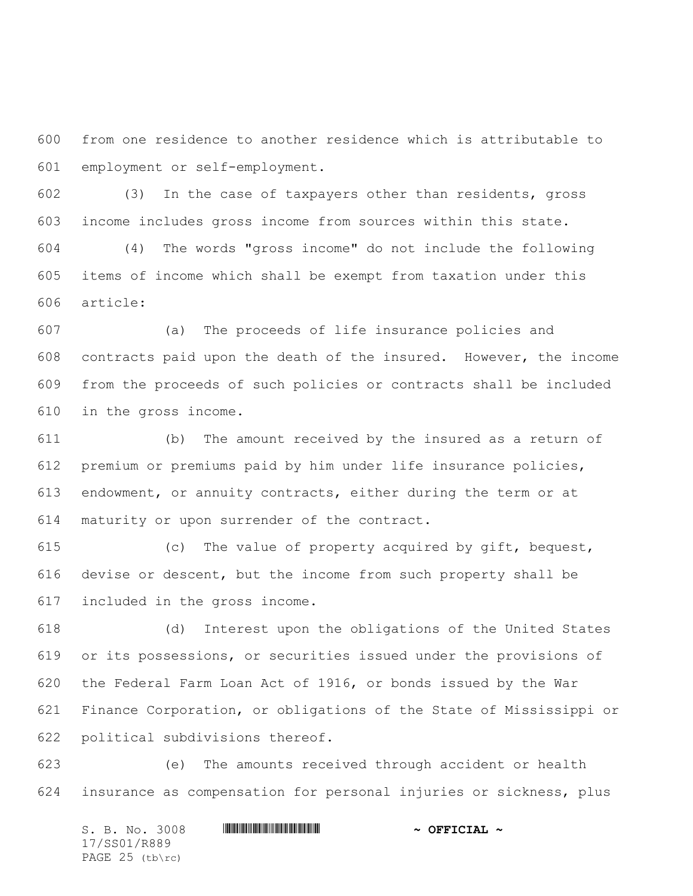from one residence to another residence which is attributable to employment or self-employment.

(3) In the case of taxpayers other than residents, gross income includes gross income from sources within this state.

(4) The words "gross income" do not include the following items of income which shall be exempt from taxation under this article:

(a) The proceeds of life insurance policies and contracts paid upon the death of the insured. However, the income from the proceeds of such policies or contracts shall be included in the gross income.

(b) The amount received by the insured as a return of premium or premiums paid by him under life insurance policies, endowment, or annuity contracts, either during the term or at maturity or upon surrender of the contract.

(c) The value of property acquired by gift, bequest, devise or descent, but the income from such property shall be included in the gross income.

(d) Interest upon the obligations of the United States or its possessions, or securities issued under the provisions of the Federal Farm Loan Act of 1916, or bonds issued by the War Finance Corporation, or obligations of the State of Mississippi or political subdivisions thereof.

(e) The amounts received through accident or health insurance as compensation for personal injuries or sickness, plus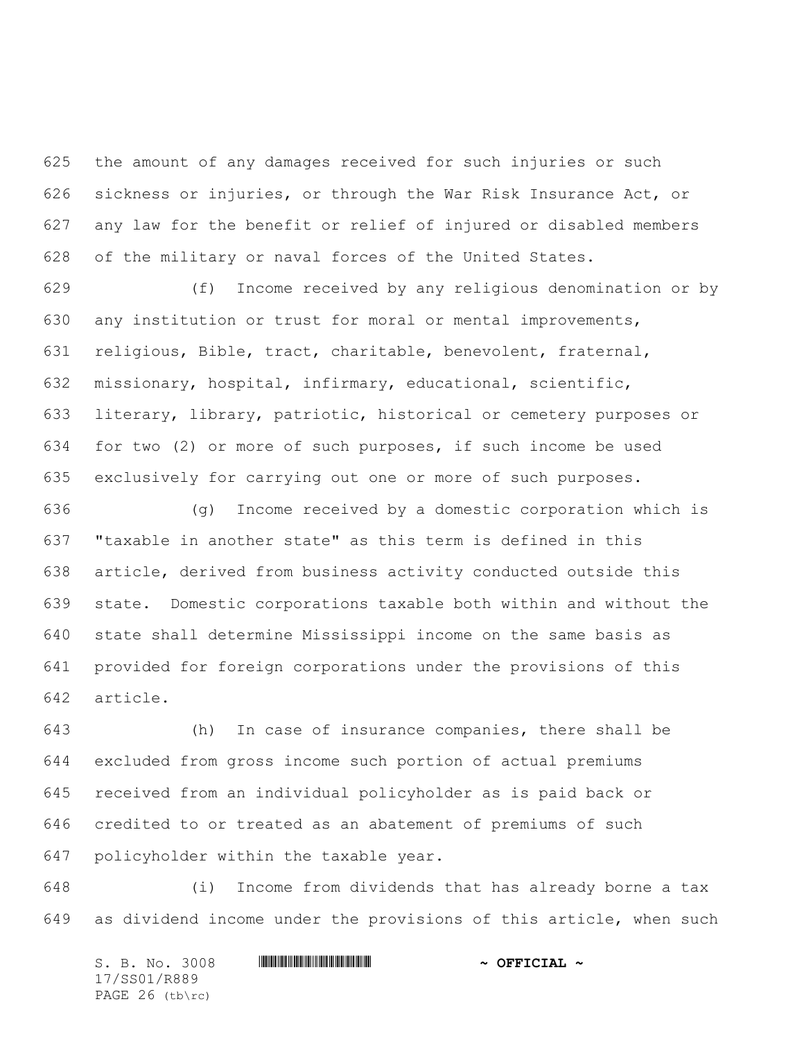the amount of any damages received for such injuries or such sickness or injuries, or through the War Risk Insurance Act, or any law for the benefit or relief of injured or disabled members of the military or naval forces of the United States.

(f) Income received by any religious denomination or by any institution or trust for moral or mental improvements, religious, Bible, tract, charitable, benevolent, fraternal, missionary, hospital, infirmary, educational, scientific, literary, library, patriotic, historical or cemetery purposes or for two (2) or more of such purposes, if such income be used exclusively for carrying out one or more of such purposes.

(g) Income received by a domestic corporation which is "taxable in another state" as this term is defined in this article, derived from business activity conducted outside this state. Domestic corporations taxable both within and without the state shall determine Mississippi income on the same basis as provided for foreign corporations under the provisions of this article.

(h) In case of insurance companies, there shall be excluded from gross income such portion of actual premiums received from an individual policyholder as is paid back or credited to or treated as an abatement of premiums of such policyholder within the taxable year.

(i) Income from dividends that has already borne a tax as dividend income under the provisions of this article, when such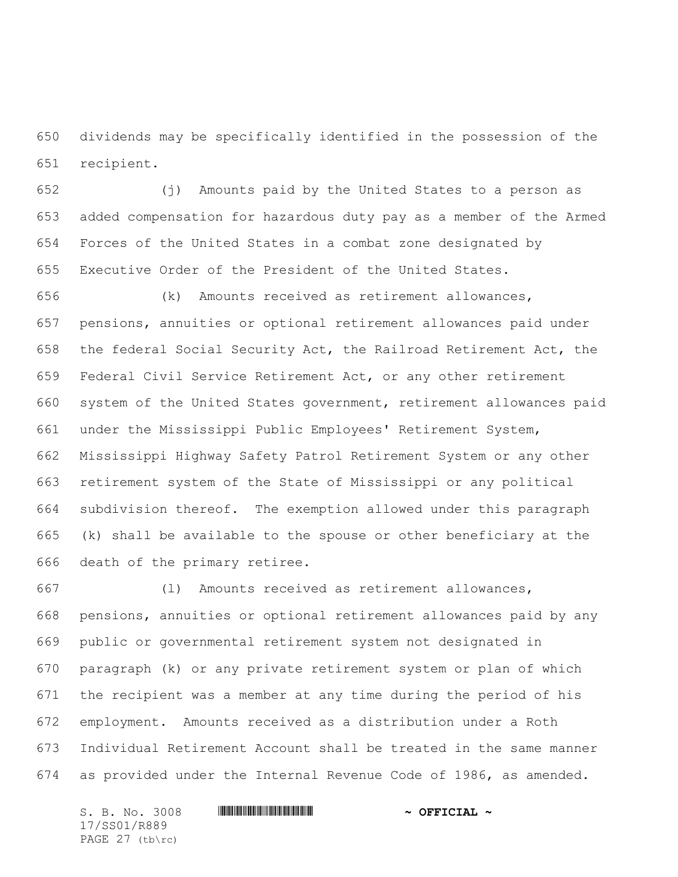dividends may be specifically identified in the possession of the recipient.

(j) Amounts paid by the United States to a person as added compensation for hazardous duty pay as a member of the Armed Forces of the United States in a combat zone designated by Executive Order of the President of the United States.

(k) Amounts received as retirement allowances, pensions, annuities or optional retirement allowances paid under the federal Social Security Act, the Railroad Retirement Act, the Federal Civil Service Retirement Act, or any other retirement system of the United States government, retirement allowances paid under the Mississippi Public Employees' Retirement System, Mississippi Highway Safety Patrol Retirement System or any other retirement system of the State of Mississippi or any political subdivision thereof. The exemption allowed under this paragraph (k) shall be available to the spouse or other beneficiary at the death of the primary retiree.

(l) Amounts received as retirement allowances, pensions, annuities or optional retirement allowances paid by any public or governmental retirement system not designated in paragraph (k) or any private retirement system or plan of which the recipient was a member at any time during the period of his employment. Amounts received as a distribution under a Roth Individual Retirement Account shall be treated in the same manner as provided under the Internal Revenue Code of 1986, as amended.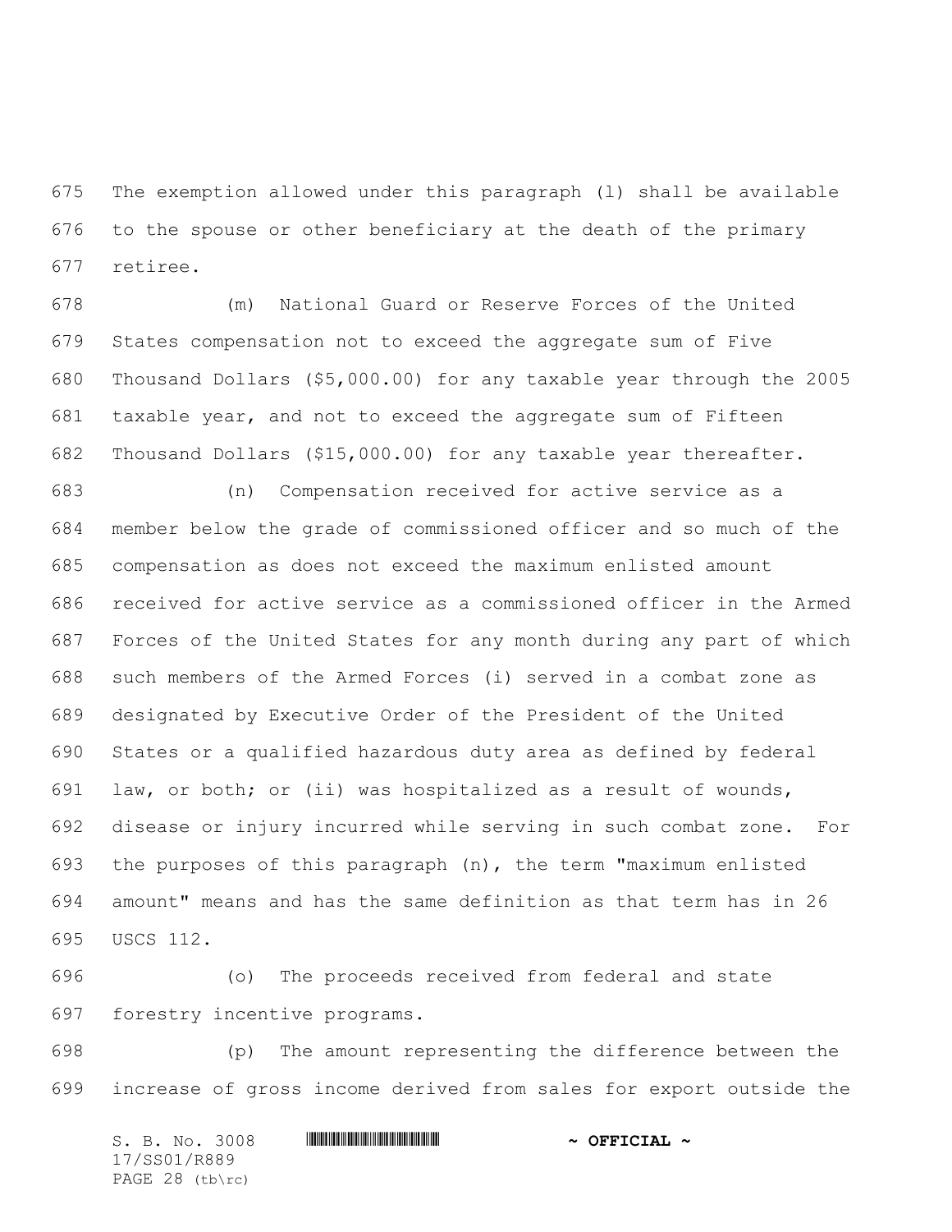The exemption allowed under this paragraph (l) shall be available to the spouse or other beneficiary at the death of the primary retiree.

(m) National Guard or Reserve Forces of the United States compensation not to exceed the aggregate sum of Five Thousand Dollars ($5,000.00) for any taxable year through the 2005 taxable year, and not to exceed the aggregate sum of Fifteen Thousand Dollars ($15,000.00) for any taxable year thereafter.

(n) Compensation received for active service as a member below the grade of commissioned officer and so much of the compensation as does not exceed the maximum enlisted amount received for active service as a commissioned officer in the Armed Forces of the United States for any month during any part of which such members of the Armed Forces (i) served in a combat zone as designated by Executive Order of the President of the United States or a qualified hazardous duty area as defined by federal law, or both; or (ii) was hospitalized as a result of wounds, disease or injury incurred while serving in such combat zone. For the purposes of this paragraph (n), the term "maximum enlisted amount" means and has the same definition as that term has in 26 USCS 112.

(o) The proceeds received from federal and state forestry incentive programs.

(p) The amount representing the difference between the increase of gross income derived from sales for export outside the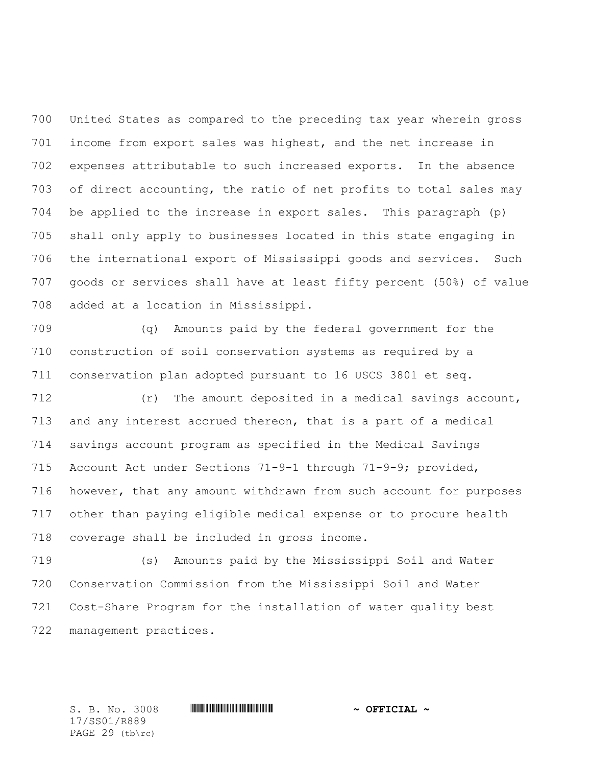United States as compared to the preceding tax year wherein gross income from export sales was highest, and the net increase in expenses attributable to such increased exports. In the absence of direct accounting, the ratio of net profits to total sales may be applied to the increase in export sales. This paragraph (p) shall only apply to businesses located in this state engaging in the international export of Mississippi goods and services. Such goods or services shall have at least fifty percent (50%) of value added at a location in Mississippi.

(q) Amounts paid by the federal government for the construction of soil conservation systems as required by a conservation plan adopted pursuant to 16 USCS 3801 et seq.

(r) The amount deposited in a medical savings account, and any interest accrued thereon, that is a part of a medical savings account program as specified in the Medical Savings Account Act under Sections 71-9-1 through 71-9-9; provided, however, that any amount withdrawn from such account for purposes other than paying eligible medical expense or to procure health coverage shall be included in gross income.

(s) Amounts paid by the Mississippi Soil and Water Conservation Commission from the Mississippi Soil and Water Cost-Share Program for the installation of water quality best management practices.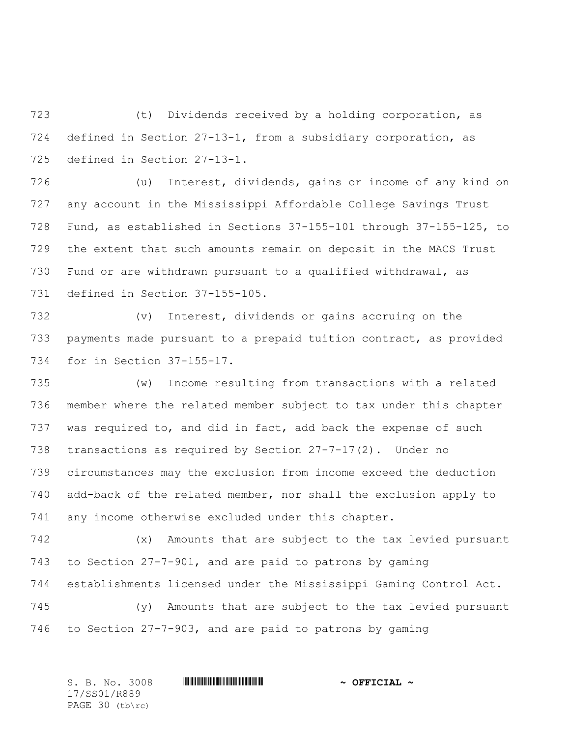(t) Dividends received by a holding corporation, as defined in Section 27-13-1, from a subsidiary corporation, as defined in Section 27-13-1.

(u) Interest, dividends, gains or income of any kind on any account in the Mississippi Affordable College Savings Trust Fund, as established in Sections 37-155-101 through 37-155-125, to the extent that such amounts remain on deposit in the MACS Trust Fund or are withdrawn pursuant to a qualified withdrawal, as defined in Section 37-155-105.

(v) Interest, dividends or gains accruing on the payments made pursuant to a prepaid tuition contract, as provided for in Section 37-155-17.

(w) Income resulting from transactions with a related member where the related member subject to tax under this chapter was required to, and did in fact, add back the expense of such transactions as required by Section 27-7-17(2). Under no circumstances may the exclusion from income exceed the deduction add-back of the related member, nor shall the exclusion apply to any income otherwise excluded under this chapter.

(x) Amounts that are subject to the tax levied pursuant to Section 27-7-901, and are paid to patrons by gaming establishments licensed under the Mississippi Gaming Control Act.

(y) Amounts that are subject to the tax levied pursuant to Section 27-7-903, and are paid to patrons by gaming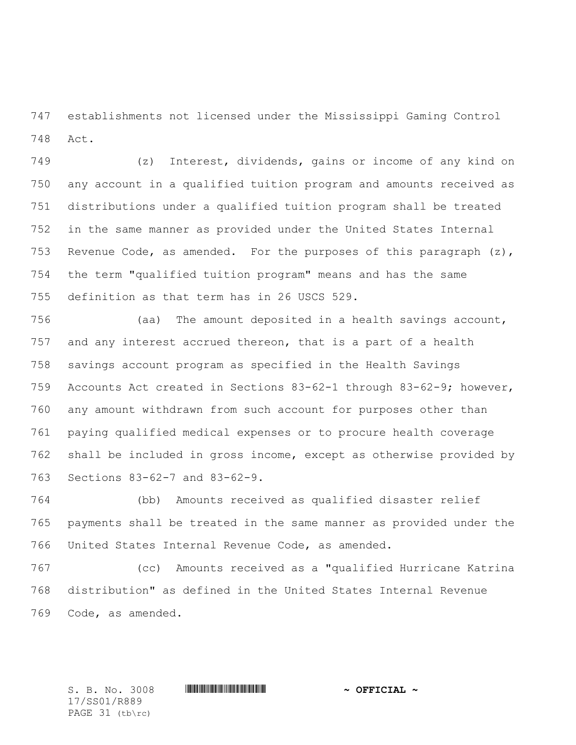establishments not licensed under the Mississippi Gaming Control Act.

(z) Interest, dividends, gains or income of any kind on any account in a qualified tuition program and amounts received as distributions under a qualified tuition program shall be treated in the same manner as provided under the United States Internal Revenue Code, as amended. For the purposes of this paragraph (z), the term "qualified tuition program" means and has the same definition as that term has in 26 USCS 529.

(aa) The amount deposited in a health savings account, and any interest accrued thereon, that is a part of a health savings account program as specified in the Health Savings Accounts Act created in Sections 83-62-1 through 83-62-9; however, any amount withdrawn from such account for purposes other than paying qualified medical expenses or to procure health coverage shall be included in gross income, except as otherwise provided by Sections 83-62-7 and 83-62-9.

(bb) Amounts received as qualified disaster relief payments shall be treated in the same manner as provided under the United States Internal Revenue Code, as amended.

(cc) Amounts received as a "qualified Hurricane Katrina distribution" as defined in the United States Internal Revenue Code, as amended.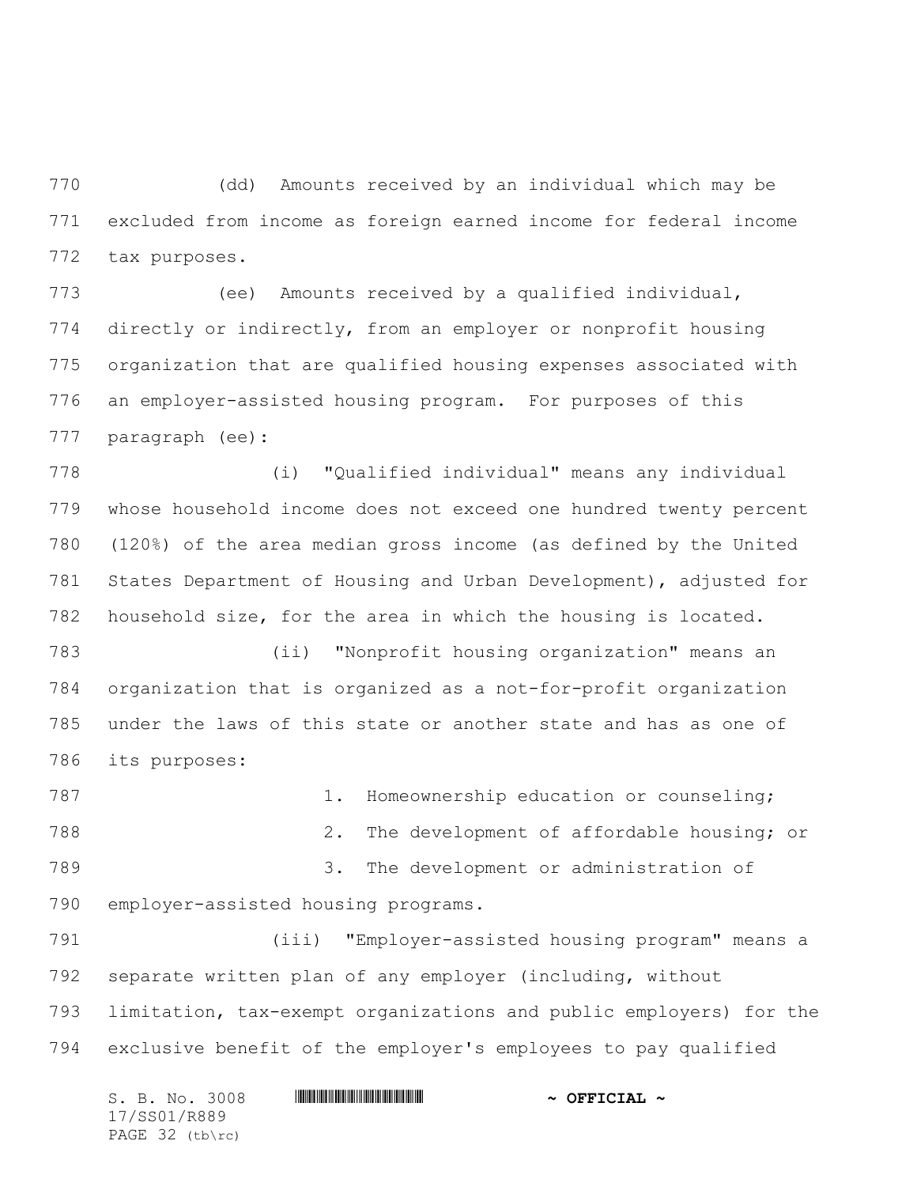(dd) Amounts received by an individual which may be excluded from income as foreign earned income for federal income tax purposes.

(ee) Amounts received by a qualified individual, directly or indirectly, from an employer or nonprofit housing organization that are qualified housing expenses associated with an employer-assisted housing program. For purposes of this paragraph (ee):

(i) "Qualified individual" means any individual whose household income does not exceed one hundred twenty percent (120%) of the area median gross income (as defined by the United States Department of Housing and Urban Development), adjusted for household size, for the area in which the housing is located.

(ii) "Nonprofit housing organization" means an organization that is organized as a not-for-profit organization under the laws of this state or another state and has as one of its purposes:

1. Homeownership education or counseling;

2. The development of affordable housing; or

3. The development or administration of employer-assisted housing programs.

(iii) "Employer-assisted housing program" means a separate written plan of any employer (including, without limitation, tax-exempt organizations and public employers) for the exclusive benefit of the employer's employees to pay qualified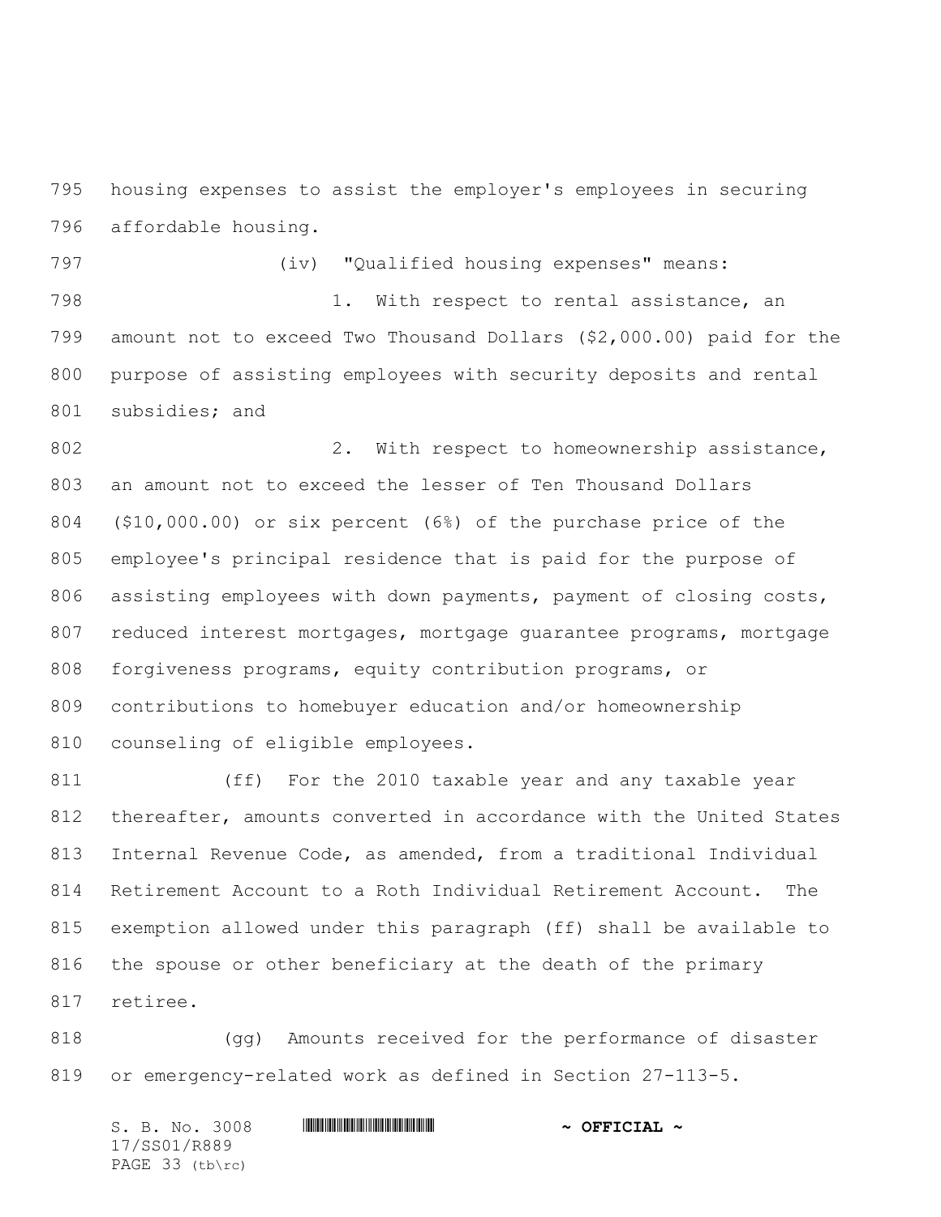housing expenses to assist the employer's employees in securing affordable housing.

(iv) "Qualified housing expenses" means:

1. With respect to rental assistance, an amount not to exceed Two Thousand Dollars ($2,000.00) paid for the purpose of assisting employees with security deposits and rental subsidies; and

2. With respect to homeownership assistance, an amount not to exceed the lesser of Ten Thousand Dollars ($10,000.00) or six percent (6%) of the purchase price of the employee's principal residence that is paid for the purpose of assisting employees with down payments, payment of closing costs, reduced interest mortgages, mortgage guarantee programs, mortgage forgiveness programs, equity contribution programs, or contributions to homebuyer education and/or homeownership counseling of eligible employees.

(ff) For the 2010 taxable year and any taxable year thereafter, amounts converted in accordance with the United States Internal Revenue Code, as amended, from a traditional Individual Retirement Account to a Roth Individual Retirement Account. The exemption allowed under this paragraph (ff) shall be available to the spouse or other beneficiary at the death of the primary retiree.

(gg) Amounts received for the performance of disaster or emergency-related work as defined in Section 27-113-5.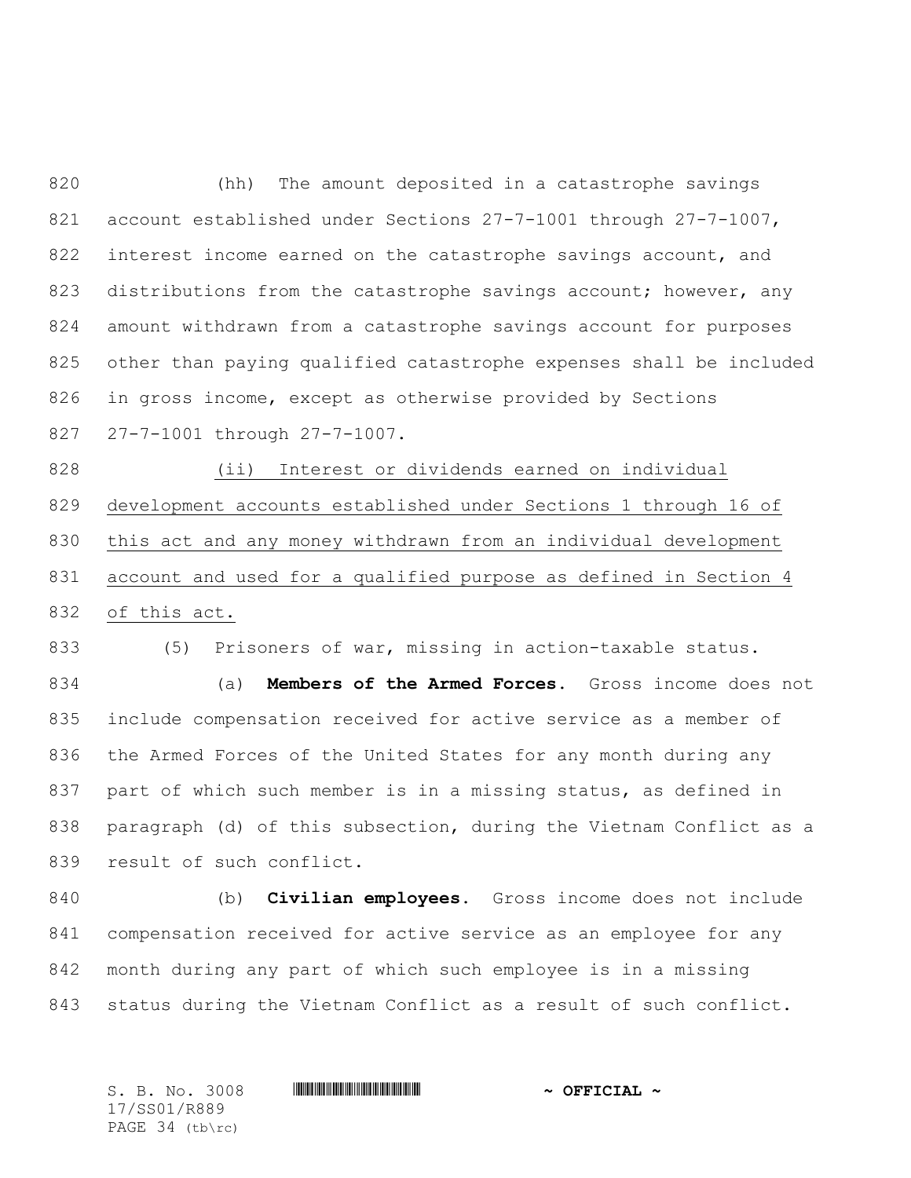(hh) The amount deposited in a catastrophe savings account established under Sections 27-7-1001 through 27-7-1007, interest income earned on the catastrophe savings account, and distributions from the catastrophe savings account; however, any amount withdrawn from a catastrophe savings account for purposes other than paying qualified catastrophe expenses shall be included in gross income, except as otherwise provided by Sections 27-7-1001 through 27-7-1007.

<u>(ii) Interest or dividends earned on individual development accounts established under Sections 1 through 16 of this act and any money withdrawn from an individual development account and used for a qualified purpose as defined in Section 4 of this act.</u>

(5) Prisoners of war, missing in action-taxable status.

(a) **Members of the Armed Forces.** Gross income does not include compensation received for active service as a member of the Armed Forces of the United States for any month during any part of which such member is in a missing status, as defined in paragraph (d) of this subsection, during the Vietnam Conflict as a result of such conflict.

(b) **Civilian employees.** Gross income does not include compensation received for active service as an employee for any month during any part of which such employee is in a missing status during the Vietnam Conflict as a result of such conflict.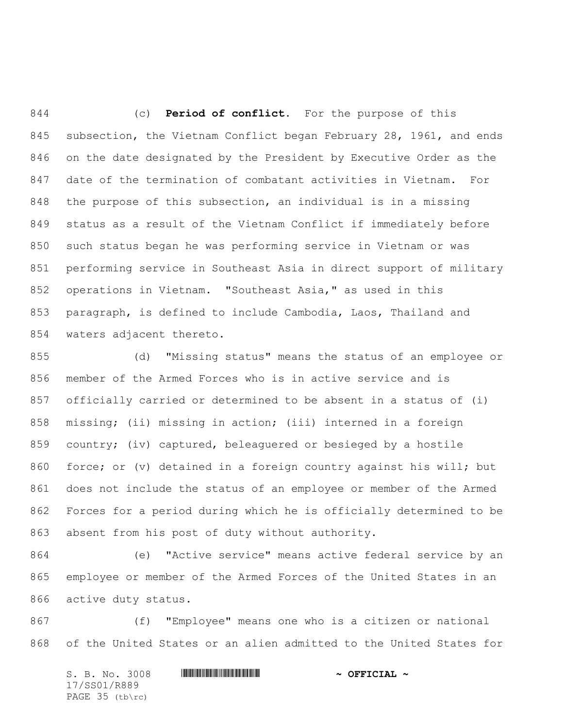(c) **Period of conflict.** For the purpose of this subsection, the Vietnam Conflict began February 28, 1961, and ends on the date designated by the President by Executive Order as the date of the termination of combatant activities in Vietnam. For the purpose of this subsection, an individual is in a missing status as a result of the Vietnam Conflict if immediately before such status began he was performing service in Vietnam or was performing service in Southeast Asia in direct support of military operations in Vietnam. "Southeast Asia," as used in this paragraph, is defined to include Cambodia, Laos, Thailand and waters adjacent thereto.

(d) "Missing status" means the status of an employee or member of the Armed Forces who is in active service and is officially carried or determined to be absent in a status of (i) missing; (ii) missing in action; (iii) interned in a foreign country; (iv) captured, beleaguered or besieged by a hostile force; or (v) detained in a foreign country against his will; but does not include the status of an employee or member of the Armed Forces for a period during which he is officially determined to be absent from his post of duty without authority.

(e) "Active service" means active federal service by an employee or member of the Armed Forces of the United States in an active duty status.

(f) "Employee" means one who is a citizen or national of the United States or an alien admitted to the United States for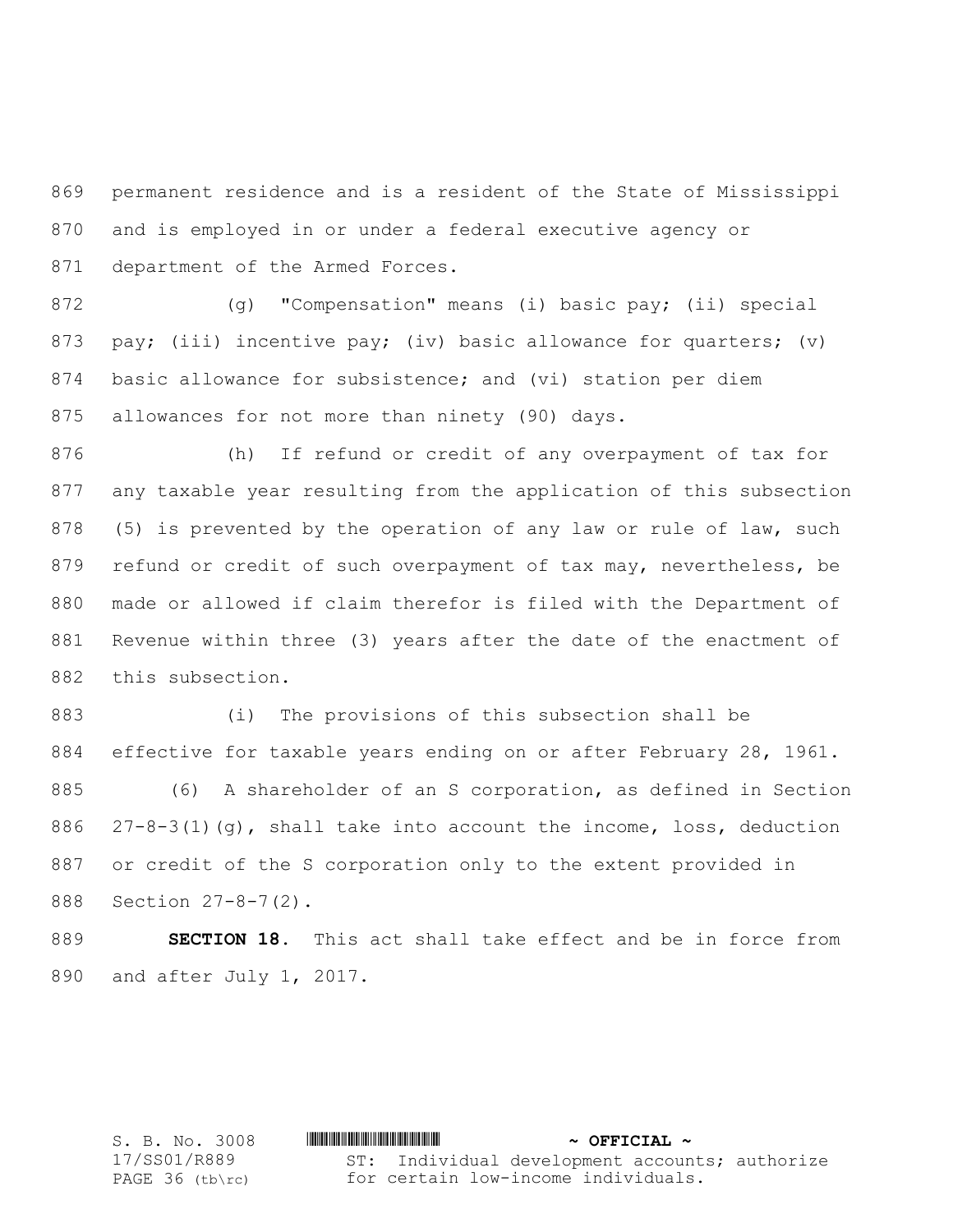permanent residence and is a resident of the State of Mississippi and is employed in or under a federal executive agency or department of the Armed Forces.

(g) "Compensation" means (i) basic pay; (ii) special pay; (iii) incentive pay; (iv) basic allowance for quarters; (v) basic allowance for subsistence; and (vi) station per diem allowances for not more than ninety (90) days.

(h) If refund or credit of any overpayment of tax for any taxable year resulting from the application of this subsection (5) is prevented by the operation of any law or rule of law, such refund or credit of such overpayment of tax may, nevertheless, be made or allowed if claim therefor is filed with the Department of Revenue within three (3) years after the date of the enactment of this subsection.

(i) The provisions of this subsection shall be effective for taxable years ending on or after February 28, 1961.

(6) A shareholder of an S corporation, as defined in Section 27-8-3(1)(g), shall take into account the income, loss, deduction or credit of the S corporation only to the extent provided in Section 27-8-7(2).

**SECTION 18.** This act shall take effect and be in force from and after July 1, 2017.